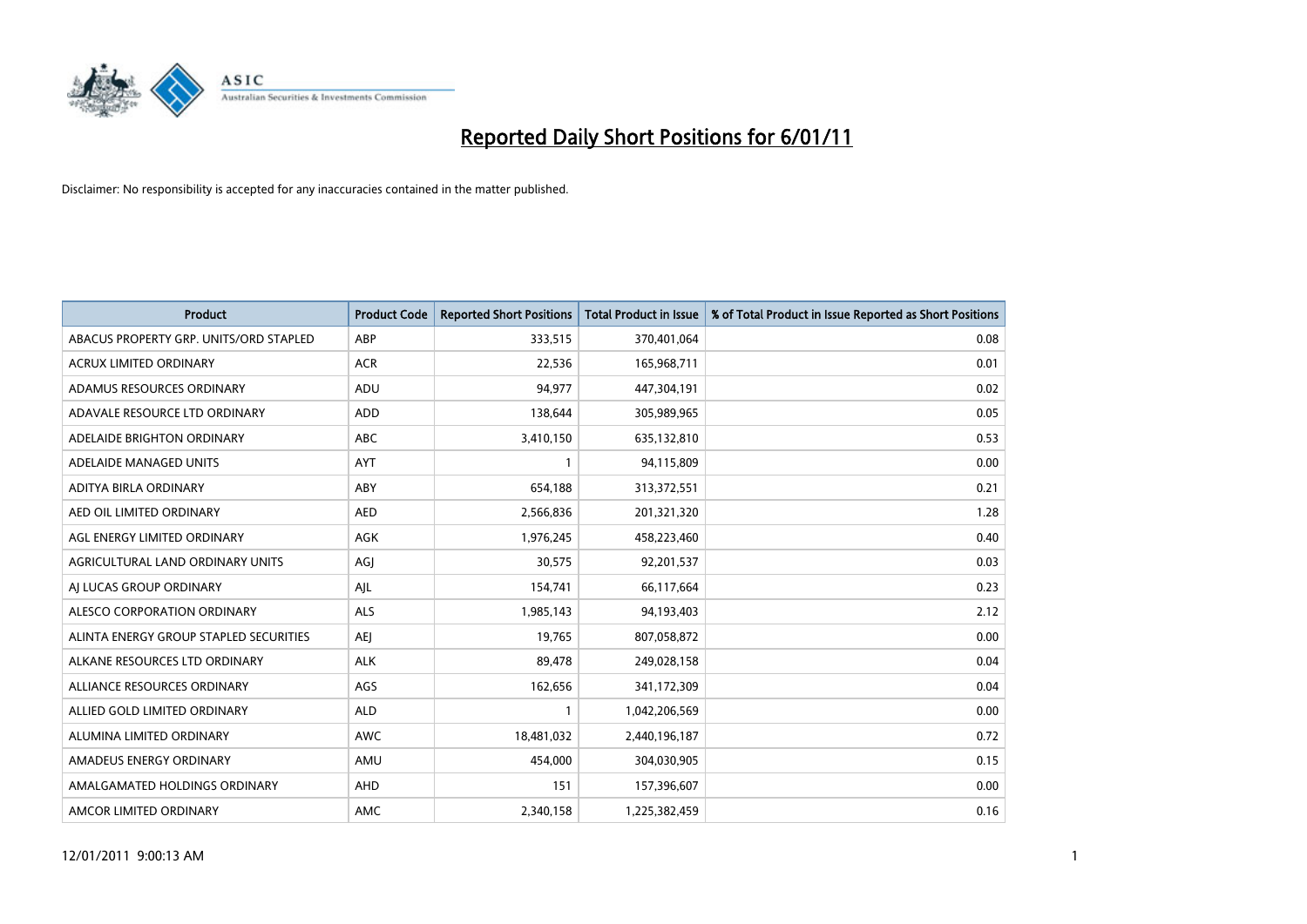# Reported Daily Short Positions for 6/01/11

Disclaimer: No responsibility is accepted for any inaccuracies contained in the matter published.

| Product | Product Code | Reported Short Positions | Total Product in Issue | % of Total Product in Issue Reported as Short Positions |
|---|---|---|---|---|
| ABACUS PROPERTY GRP. UNITS/ORD STAPLED | ABP | 333,515 | 370,401,064 | 0.08 |
| ACRUX LIMITED ORDINARY | ACR | 22,536 | 165,968,711 | 0.01 |
| ADAMUS RESOURCES ORDINARY | ADU | 94,977 | 447,304,191 | 0.02 |
| ADAVALE RESOURCE LTD ORDINARY | ADD | 138,644 | 305,989,965 | 0.05 |
| ADELAIDE BRIGHTON ORDINARY | ABC | 3,410,150 | 635,132,810 | 0.53 |
| ADELAIDE MANAGED UNITS | AYT | 1 | 94,115,809 | 0.00 |
| ADITYA BIRLA ORDINARY | ABY | 654,188 | 313,372,551 | 0.21 |
| AED OIL LIMITED ORDINARY | AED | 2,566,836 | 201,321,320 | 1.28 |
| AGL ENERGY LIMITED ORDINARY | AGK | 1,976,245 | 458,223,460 | 0.40 |
| AGRICULTURAL LAND ORDINARY UNITS | AGJ | 30,575 | 92,201,537 | 0.03 |
| AJ LUCAS GROUP ORDINARY | AJL | 154,741 | 66,117,664 | 0.23 |
| ALESCO CORPORATION ORDINARY | ALS | 1,985,143 | 94,193,403 | 2.12 |
| ALINTA ENERGY GROUP STAPLED SECURITIES | AEJ | 19,765 | 807,058,872 | 0.00 |
| ALKANE RESOURCES LTD ORDINARY | ALK | 89,478 | 249,028,158 | 0.04 |
| ALLIANCE RESOURCES ORDINARY | AGS | 162,656 | 341,172,309 | 0.04 |
| ALLIED GOLD LIMITED ORDINARY | ALD | 1 | 1,042,206,569 | 0.00 |
| ALUMINA LIMITED ORDINARY | AWC | 18,481,032 | 2,440,196,187 | 0.72 |
| AMADEUS ENERGY ORDINARY | AMU | 454,000 | 304,030,905 | 0.15 |
| AMALGAMATED HOLDINGS ORDINARY | AHD | 151 | 157,396,607 | 0.00 |
| AMCOR LIMITED ORDINARY | AMC | 2,340,158 | 1,225,382,459 | 0.16 |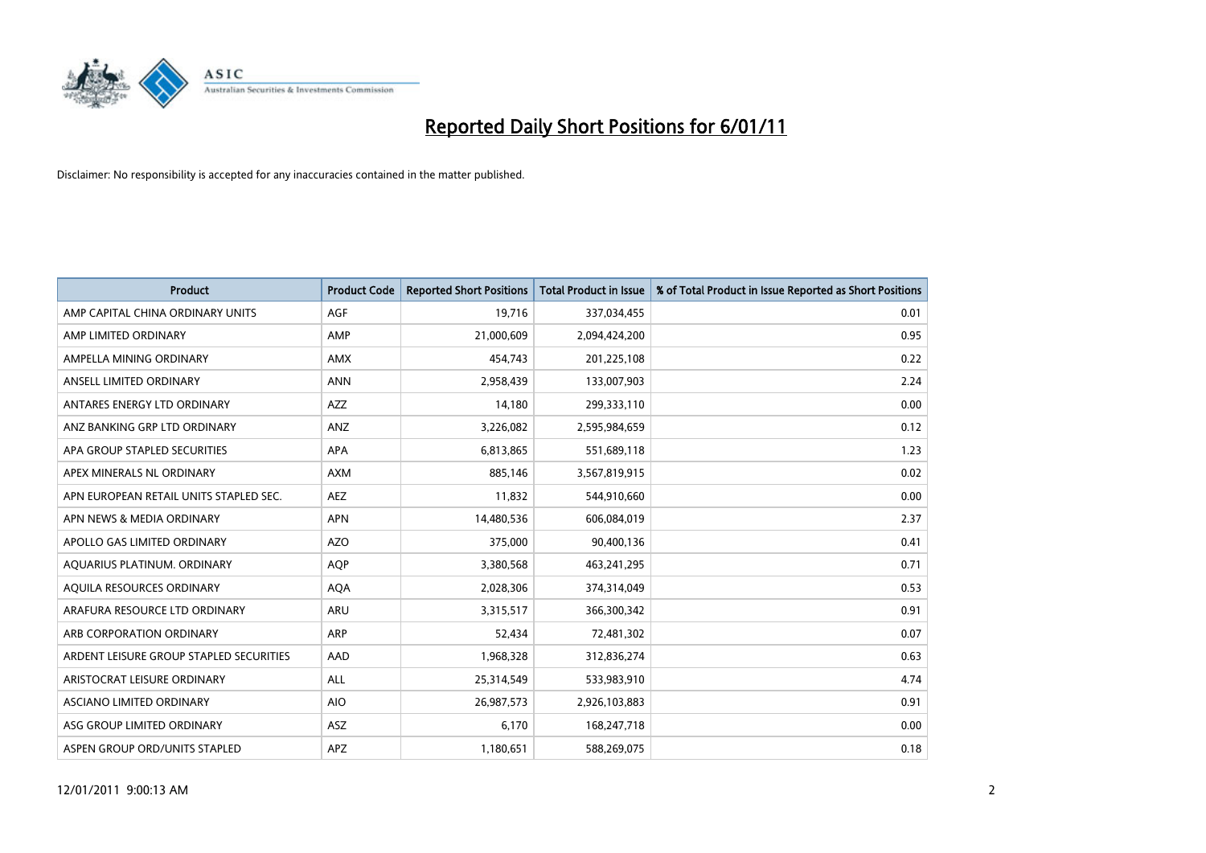# Reported Daily Short Positions for 6/01/11

Disclaimer: No responsibility is accepted for any inaccuracies contained in the matter published.

| Product | Product Code | Reported Short Positions | Total Product in Issue | % of Total Product in Issue Reported as Short Positions |
|---|---|---|---|---|
| AMP CAPITAL CHINA ORDINARY UNITS | AGF | 19,716 | 337,034,455 | 0.01 |
| AMP LIMITED ORDINARY | AMP | 21,000,609 | 2,094,424,200 | 0.95 |
| AMPELLA MINING ORDINARY | AMX | 454,743 | 201,225,108 | 0.22 |
| ANSELL LIMITED ORDINARY | ANN | 2,958,439 | 133,007,903 | 2.24 |
| ANTARES ENERGY LTD ORDINARY | AZZ | 14,180 | 299,333,110 | 0.00 |
| ANZ BANKING GRP LTD ORDINARY | ANZ | 3,226,082 | 2,595,984,659 | 0.12 |
| APA GROUP STAPLED SECURITIES | APA | 6,813,865 | 551,689,118 | 1.23 |
| APEX MINERALS NL ORDINARY | AXM | 885,146 | 3,567,819,915 | 0.02 |
| APN EUROPEAN RETAIL UNITS STAPLED SEC. | AEZ | 11,832 | 544,910,660 | 0.00 |
| APN NEWS & MEDIA ORDINARY | APN | 14,480,536 | 606,084,019 | 2.37 |
| APOLLO GAS LIMITED ORDINARY | AZO | 375,000 | 90,400,136 | 0.41 |
| AQUARIUS PLATINUM. ORDINARY | AQP | 3,380,568 | 463,241,295 | 0.71 |
| AQUILA RESOURCES ORDINARY | AQA | 2,028,306 | 374,314,049 | 0.53 |
| ARAFURA RESOURCE LTD ORDINARY | ARU | 3,315,517 | 366,300,342 | 0.91 |
| ARB CORPORATION ORDINARY | ARP | 52,434 | 72,481,302 | 0.07 |
| ARDENT LEISURE GROUP STAPLED SECURITIES | AAD | 1,968,328 | 312,836,274 | 0.63 |
| ARISTOCRAT LEISURE ORDINARY | ALL | 25,314,549 | 533,983,910 | 4.74 |
| ASCIANO LIMITED ORDINARY | AIO | 26,987,573 | 2,926,103,883 | 0.91 |
| ASG GROUP LIMITED ORDINARY | ASZ | 6,170 | 168,247,718 | 0.00 |
| ASPEN GROUP ORD/UNITS STAPLED | APZ | 1,180,651 | 588,269,075 | 0.18 |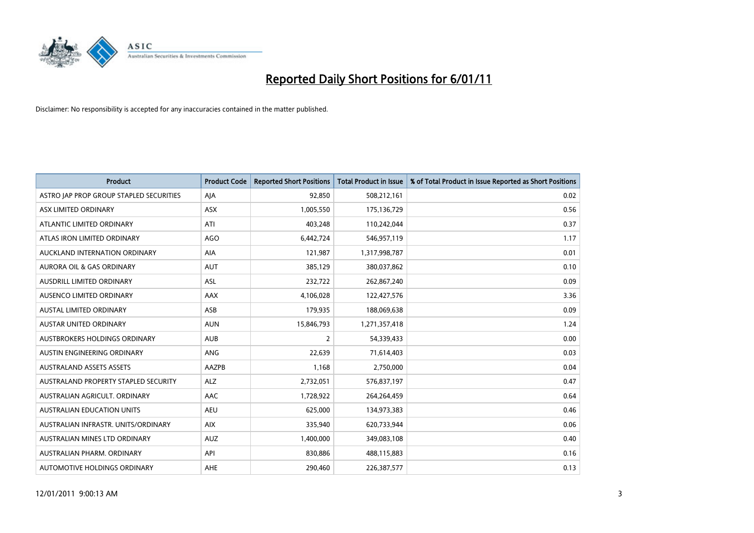# Reported Daily Short Positions for 6/01/11

Disclaimer: No responsibility is accepted for any inaccuracies contained in the matter published.

| Product | Product Code | Reported Short Positions | Total Product in Issue | % of Total Product in Issue Reported as Short Positions |
|---|---|---|---|---|
| ASTRO JAP PROP GROUP STAPLED SECURITIES | AJA | 92,850 | 508,212,161 | 0.02 |
| ASX LIMITED ORDINARY | ASX | 1,005,550 | 175,136,729 | 0.56 |
| ATLANTIC LIMITED ORDINARY | ATI | 403,248 | 110,242,044 | 0.37 |
| ATLAS IRON LIMITED ORDINARY | AGO | 6,442,724 | 546,957,119 | 1.17 |
| AUCKLAND INTERNATION ORDINARY | AIA | 121,987 | 1,317,998,787 | 0.01 |
| AURORA OIL & GAS ORDINARY | AUT | 385,129 | 380,037,862 | 0.10 |
| AUSDRILL LIMITED ORDINARY | ASL | 232,722 | 262,867,240 | 0.09 |
| AUSENCO LIMITED ORDINARY | AAX | 4,106,028 | 122,427,576 | 3.36 |
| AUSTAL LIMITED ORDINARY | ASB | 179,935 | 188,069,638 | 0.09 |
| AUSTAR UNITED ORDINARY | AUN | 15,846,793 | 1,271,357,418 | 1.24 |
| AUSTBROKERS HOLDINGS ORDINARY | AUB | 2 | 54,339,433 | 0.00 |
| AUSTIN ENGINEERING ORDINARY | ANG | 22,639 | 71,614,403 | 0.03 |
| AUSTRALAND ASSETS ASSETS | AAZPB | 1,168 | 2,750,000 | 0.04 |
| AUSTRALAND PROPERTY STAPLED SECURITY | ALZ | 2,732,051 | 576,837,197 | 0.47 |
| AUSTRALIAN AGRICULT. ORDINARY | AAC | 1,728,922 | 264,264,459 | 0.64 |
| AUSTRALIAN EDUCATION UNITS | AEU | 625,000 | 134,973,383 | 0.46 |
| AUSTRALIAN INFRASTR. UNITS/ORDINARY | AIX | 335,940 | 620,733,944 | 0.06 |
| AUSTRALIAN MINES LTD ORDINARY | AUZ | 1,400,000 | 349,083,108 | 0.40 |
| AUSTRALIAN PHARM. ORDINARY | API | 830,886 | 488,115,883 | 0.16 |
| AUTOMOTIVE HOLDINGS ORDINARY | AHE | 290,460 | 226,387,577 | 0.13 |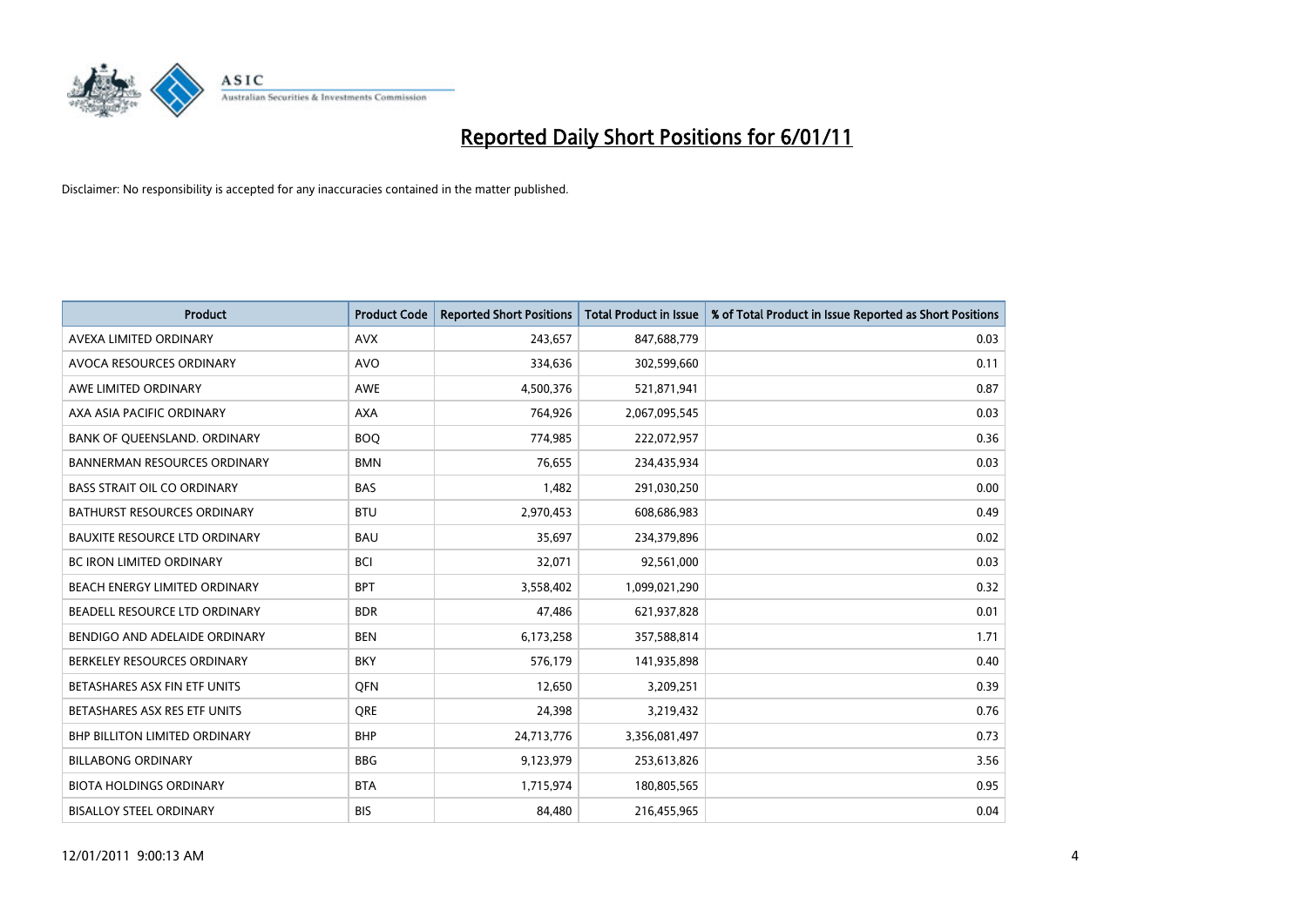# Reported Daily Short Positions for 6/01/11

Disclaimer: No responsibility is accepted for any inaccuracies contained in the matter published.

| Product | Product Code | Reported Short Positions | Total Product in Issue | % of Total Product in Issue Reported as Short Positions |
|---|---|---|---|---|
| AVEXA LIMITED ORDINARY | AVX | 243,657 | 847,688,779 | 0.03 |
| AVOCA RESOURCES ORDINARY | AVO | 334,636 | 302,599,660 | 0.11 |
| AWE LIMITED ORDINARY | AWE | 4,500,376 | 521,871,941 | 0.87 |
| AXA ASIA PACIFIC ORDINARY | AXA | 764,926 | 2,067,095,545 | 0.03 |
| BANK OF QUEENSLAND. ORDINARY | BOQ | 774,985 | 222,072,957 | 0.36 |
| BANNERMAN RESOURCES ORDINARY | BMN | 76,655 | 234,435,934 | 0.03 |
| BASS STRAIT OIL CO ORDINARY | BAS | 1,482 | 291,030,250 | 0.00 |
| BATHURST RESOURCES ORDINARY | BTU | 2,970,453 | 608,686,983 | 0.49 |
| BAUXITE RESOURCE LTD ORDINARY | BAU | 35,697 | 234,379,896 | 0.02 |
| BC IRON LIMITED ORDINARY | BCI | 32,071 | 92,561,000 | 0.03 |
| BEACH ENERGY LIMITED ORDINARY | BPT | 3,558,402 | 1,099,021,290 | 0.32 |
| BEADELL RESOURCE LTD ORDINARY | BDR | 47,486 | 621,937,828 | 0.01 |
| BENDIGO AND ADELAIDE ORDINARY | BEN | 6,173,258 | 357,588,814 | 1.71 |
| BERKELEY RESOURCES ORDINARY | BKY | 576,179 | 141,935,898 | 0.40 |
| BETASHARES ASX FIN ETF UNITS | QFN | 12,650 | 3,209,251 | 0.39 |
| BETASHARES ASX RES ETF UNITS | QRE | 24,398 | 3,219,432 | 0.76 |
| BHP BILLITON LIMITED ORDINARY | BHP | 24,713,776 | 3,356,081,497 | 0.73 |
| BILLABONG ORDINARY | BBG | 9,123,979 | 253,613,826 | 3.56 |
| BIOTA HOLDINGS ORDINARY | BTA | 1,715,974 | 180,805,565 | 0.95 |
| BISALLOY STEEL ORDINARY | BIS | 84,480 | 216,455,965 | 0.04 |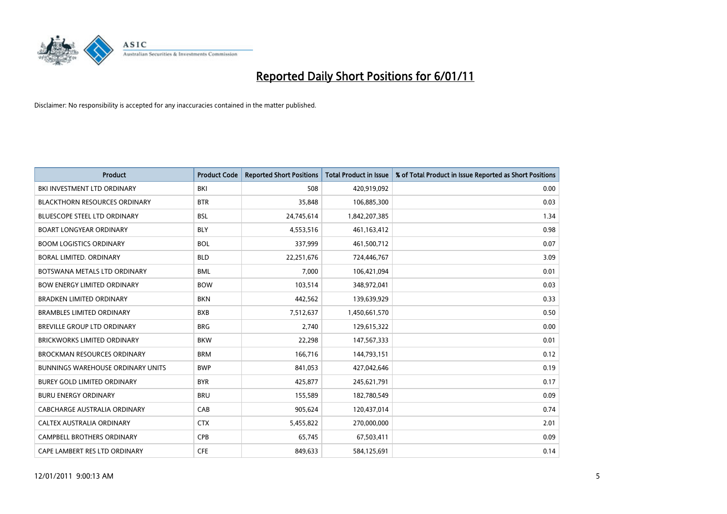# Reported Daily Short Positions for 6/01/11

Disclaimer: No responsibility is accepted for any inaccuracies contained in the matter published.

| Product | Product Code | Reported Short Positions | Total Product in Issue | % of Total Product in Issue Reported as Short Positions |
|---|---|---|---|---|
| BKI INVESTMENT LTD ORDINARY | BKI | 508 | 420,919,092 | 0.00 |
| BLACKTHORN RESOURCES ORDINARY | BTR | 35,848 | 106,885,300 | 0.03 |
| BLUESCOPE STEEL LTD ORDINARY | BSL | 24,745,614 | 1,842,207,385 | 1.34 |
| BOART LONGYEAR ORDINARY | BLY | 4,553,516 | 461,163,412 | 0.98 |
| BOOM LOGISTICS ORDINARY | BOL | 337,999 | 461,500,712 | 0.07 |
| BORAL LIMITED. ORDINARY | BLD | 22,251,676 | 724,446,767 | 3.09 |
| BOTSWANA METALS LTD ORDINARY | BML | 7,000 | 106,421,094 | 0.01 |
| BOW ENERGY LIMITED ORDINARY | BOW | 103,514 | 348,972,041 | 0.03 |
| BRADKEN LIMITED ORDINARY | BKN | 442,562 | 139,639,929 | 0.33 |
| BRAMBLES LIMITED ORDINARY | BXB | 7,512,637 | 1,450,661,570 | 0.50 |
| BREVILLE GROUP LTD ORDINARY | BRG | 2,740 | 129,615,322 | 0.00 |
| BRICKWORKS LIMITED ORDINARY | BKW | 22,298 | 147,567,333 | 0.01 |
| BROCKMAN RESOURCES ORDINARY | BRM | 166,716 | 144,793,151 | 0.12 |
| BUNNINGS WAREHOUSE ORDINARY UNITS | BWP | 841,053 | 427,042,646 | 0.19 |
| BUREY GOLD LIMITED ORDINARY | BYR | 425,877 | 245,621,791 | 0.17 |
| BURU ENERGY ORDINARY | BRU | 155,589 | 182,780,549 | 0.09 |
| CABCHARGE AUSTRALIA ORDINARY | CAB | 905,624 | 120,437,014 | 0.74 |
| CALTEX AUSTRALIA ORDINARY | CTX | 5,455,822 | 270,000,000 | 2.01 |
| CAMPBELL BROTHERS ORDINARY | CPB | 65,745 | 67,503,411 | 0.09 |
| CAPE LAMBERT RES LTD ORDINARY | CFE | 849,633 | 584,125,691 | 0.14 |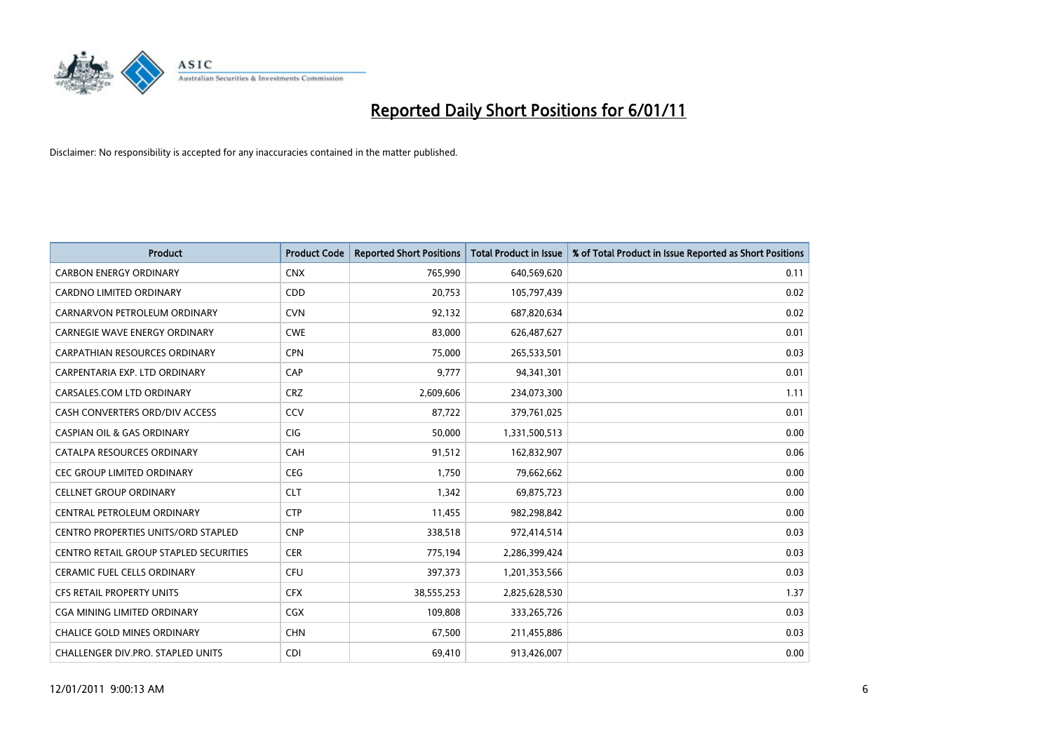# Reported Daily Short Positions for 6/01/11

Disclaimer: No responsibility is accepted for any inaccuracies contained in the matter published.

| Product | Product Code | Reported Short Positions | Total Product in Issue | % of Total Product in Issue Reported as Short Positions |
|---|---|---|---|---|
| CARBON ENERGY ORDINARY | CNX | 765,990 | 640,569,620 | 0.11 |
| CARDNO LIMITED ORDINARY | CDD | 20,753 | 105,797,439 | 0.02 |
| CARNARVON PETROLEUM ORDINARY | CVN | 92,132 | 687,820,634 | 0.02 |
| CARNEGIE WAVE ENERGY ORDINARY | CWE | 83,000 | 626,487,627 | 0.01 |
| CARPATHIAN RESOURCES ORDINARY | CPN | 75,000 | 265,533,501 | 0.03 |
| CARPENTARIA EXP. LTD ORDINARY | CAP | 9,777 | 94,341,301 | 0.01 |
| CARSALES.COM LTD ORDINARY | CRZ | 2,609,606 | 234,073,300 | 1.11 |
| CASH CONVERTERS ORD/DIV ACCESS | CCV | 87,722 | 379,761,025 | 0.01 |
| CASPIAN OIL & GAS ORDINARY | CIG | 50,000 | 1,331,500,513 | 0.00 |
| CATALPA RESOURCES ORDINARY | CAH | 91,512 | 162,832,907 | 0.06 |
| CEC GROUP LIMITED ORDINARY | CEG | 1,750 | 79,662,662 | 0.00 |
| CELLNET GROUP ORDINARY | CLT | 1,342 | 69,875,723 | 0.00 |
| CENTRAL PETROLEUM ORDINARY | CTP | 11,455 | 982,298,842 | 0.00 |
| CENTRO PROPERTIES UNITS/ORD STAPLED | CNP | 338,518 | 972,414,514 | 0.03 |
| CENTRO RETAIL GROUP STAPLED SECURITIES | CER | 775,194 | 2,286,399,424 | 0.03 |
| CERAMIC FUEL CELLS ORDINARY | CFU | 397,373 | 1,201,353,566 | 0.03 |
| CFS RETAIL PROPERTY UNITS | CFX | 38,555,253 | 2,825,628,530 | 1.37 |
| CGA MINING LIMITED ORDINARY | CGX | 109,808 | 333,265,726 | 0.03 |
| CHALICE GOLD MINES ORDINARY | CHN | 67,500 | 211,455,886 | 0.03 |
| CHALLENGER DIV.PRO. STAPLED UNITS | CDI | 69,410 | 913,426,007 | 0.00 |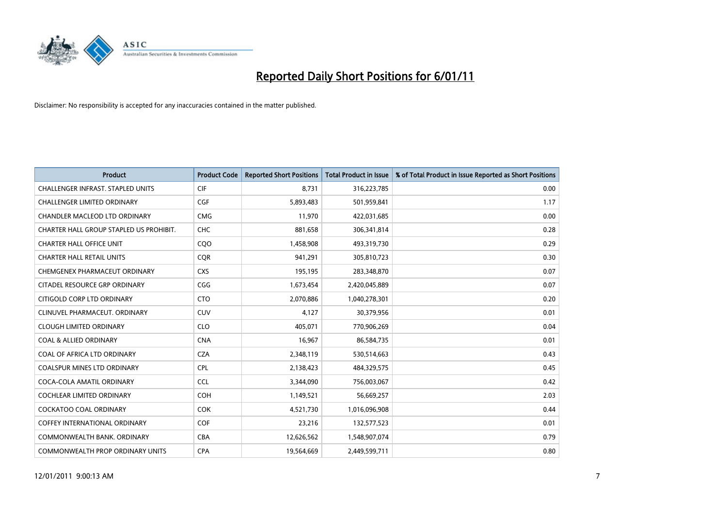# Reported Daily Short Positions for 6/01/11

Disclaimer: No responsibility is accepted for any inaccuracies contained in the matter published.

| Product | Product Code | Reported Short Positions | Total Product in Issue | % of Total Product in Issue Reported as Short Positions |
|---|---|---|---|---|
| CHALLENGER INFRAST. STAPLED UNITS | CIF | 8,731 | 316,223,785 | 0.00 |
| CHALLENGER LIMITED ORDINARY | CGF | 5,893,483 | 501,959,841 | 1.17 |
| CHANDLER MACLEOD LTD ORDINARY | CMG | 11,970 | 422,031,685 | 0.00 |
| CHARTER HALL GROUP STAPLED US PROHIBIT. | CHC | 881,658 | 306,341,814 | 0.28 |
| CHARTER HALL OFFICE UNIT | CQO | 1,458,908 | 493,319,730 | 0.29 |
| CHARTER HALL RETAIL UNITS | CQR | 941,291 | 305,810,723 | 0.30 |
| CHEMGENEX PHARMACEUT ORDINARY | CXS | 195,195 | 283,348,870 | 0.07 |
| CITADEL RESOURCE GRP ORDINARY | CGG | 1,673,454 | 2,420,045,889 | 0.07 |
| CITIGOLD CORP LTD ORDINARY | CTO | 2,070,886 | 1,040,278,301 | 0.20 |
| CLINUVEL PHARMACEUT. ORDINARY | CUV | 4,127 | 30,379,956 | 0.01 |
| CLOUGH LIMITED ORDINARY | CLO | 405,071 | 770,906,269 | 0.04 |
| COAL & ALLIED ORDINARY | CNA | 16,967 | 86,584,735 | 0.01 |
| COAL OF AFRICA LTD ORDINARY | CZA | 2,348,119 | 530,514,663 | 0.43 |
| COALSPUR MINES LTD ORDINARY | CPL | 2,138,423 | 484,329,575 | 0.45 |
| COCA-COLA AMATIL ORDINARY | CCL | 3,344,090 | 756,003,067 | 0.42 |
| COCHLEAR LIMITED ORDINARY | COH | 1,149,521 | 56,669,257 | 2.03 |
| COCKATOO COAL ORDINARY | COK | 4,521,730 | 1,016,096,908 | 0.44 |
| COFFEY INTERNATIONAL ORDINARY | COF | 23,216 | 132,577,523 | 0.01 |
| COMMONWEALTH BANK. ORDINARY | CBA | 12,626,562 | 1,548,907,074 | 0.79 |
| COMMONWEALTH PROP ORDINARY UNITS | CPA | 19,564,669 | 2,449,599,711 | 0.80 |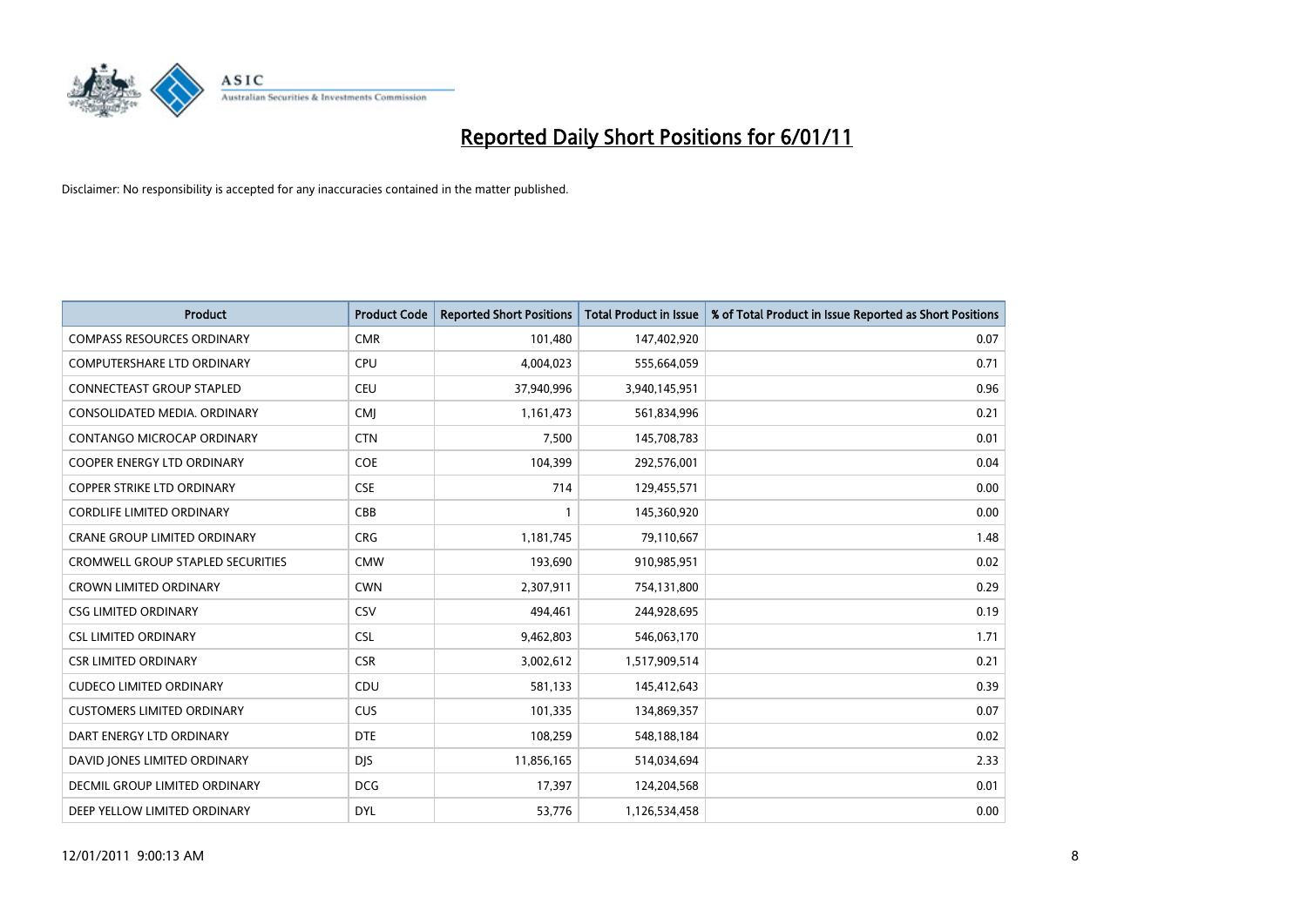# Reported Daily Short Positions for 6/01/11

Disclaimer: No responsibility is accepted for any inaccuracies contained in the matter published.

| Product | Product Code | Reported Short Positions | Total Product in Issue | % of Total Product in Issue Reported as Short Positions |
|---|---|---|---|---|
| COMPASS RESOURCES ORDINARY | CMR | 101,480 | 147,402,920 | 0.07 |
| COMPUTERSHARE LTD ORDINARY | CPU | 4,004,023 | 555,664,059 | 0.71 |
| CONNECTEAST GROUP STAPLED | CEU | 37,940,996 | 3,940,145,951 | 0.96 |
| CONSOLIDATED MEDIA. ORDINARY | CMJ | 1,161,473 | 561,834,996 | 0.21 |
| CONTANGO MICROCAP ORDINARY | CTN | 7,500 | 145,708,783 | 0.01 |
| COOPER ENERGY LTD ORDINARY | COE | 104,399 | 292,576,001 | 0.04 |
| COPPER STRIKE LTD ORDINARY | CSE | 714 | 129,455,571 | 0.00 |
| CORDLIFE LIMITED ORDINARY | CBB | 1 | 145,360,920 | 0.00 |
| CRANE GROUP LIMITED ORDINARY | CRG | 1,181,745 | 79,110,667 | 1.48 |
| CROMWELL GROUP STAPLED SECURITIES | CMW | 193,690 | 910,985,951 | 0.02 |
| CROWN LIMITED ORDINARY | CWN | 2,307,911 | 754,131,800 | 0.29 |
| CSG LIMITED ORDINARY | CSV | 494,461 | 244,928,695 | 0.19 |
| CSL LIMITED ORDINARY | CSL | 9,462,803 | 546,063,170 | 1.71 |
| CSR LIMITED ORDINARY | CSR | 3,002,612 | 1,517,909,514 | 0.21 |
| CUDECO LIMITED ORDINARY | CDU | 581,133 | 145,412,643 | 0.39 |
| CUSTOMERS LIMITED ORDINARY | CUS | 101,335 | 134,869,357 | 0.07 |
| DART ENERGY LTD ORDINARY | DTE | 108,259 | 548,188,184 | 0.02 |
| DAVID JONES LIMITED ORDINARY | DJS | 11,856,165 | 514,034,694 | 2.33 |
| DECMIL GROUP LIMITED ORDINARY | DCG | 17,397 | 124,204,568 | 0.01 |
| DEEP YELLOW LIMITED ORDINARY | DYL | 53,776 | 1,126,534,458 | 0.00 |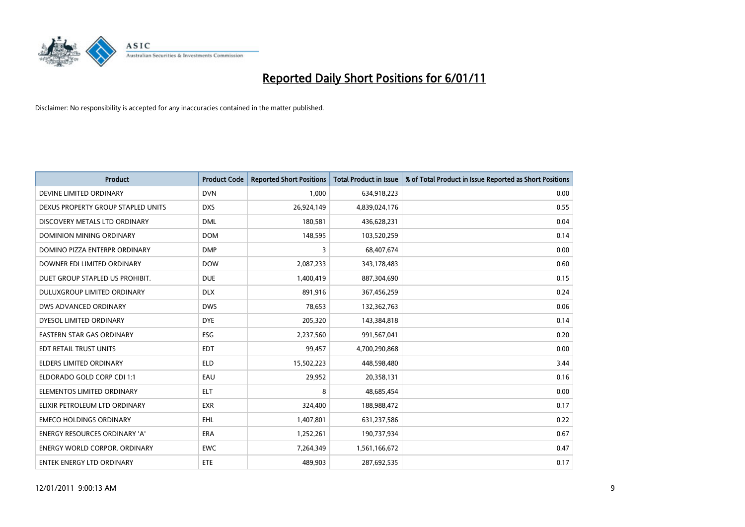# Reported Daily Short Positions for 6/01/11

Disclaimer: No responsibility is accepted for any inaccuracies contained in the matter published.

| Product | Product Code | Reported Short Positions | Total Product in Issue | % of Total Product in Issue Reported as Short Positions |
|---|---|---|---|---|
| DEVINE LIMITED ORDINARY | DVN | 1,000 | 634,918,223 | 0.00 |
| DEXUS PROPERTY GROUP STAPLED UNITS | DXS | 26,924,149 | 4,839,024,176 | 0.55 |
| DISCOVERY METALS LTD ORDINARY | DML | 180,581 | 436,628,231 | 0.04 |
| DOMINION MINING ORDINARY | DOM | 148,595 | 103,520,259 | 0.14 |
| DOMINO PIZZA ENTERPR ORDINARY | DMP | 3 | 68,407,674 | 0.00 |
| DOWNER EDI LIMITED ORDINARY | DOW | 2,087,233 | 343,178,483 | 0.60 |
| DUET GROUP STAPLED US PROHIBIT. | DUE | 1,400,419 | 887,304,690 | 0.15 |
| DULUXGROUP LIMITED ORDINARY | DLX | 891,916 | 367,456,259 | 0.24 |
| DWS ADVANCED ORDINARY | DWS | 78,653 | 132,362,763 | 0.06 |
| DYESOL LIMITED ORDINARY | DYE | 205,320 | 143,384,818 | 0.14 |
| EASTERN STAR GAS ORDINARY | ESG | 2,237,560 | 991,567,041 | 0.20 |
| EDT RETAIL TRUST UNITS | EDT | 99,457 | 4,700,290,868 | 0.00 |
| ELDERS LIMITED ORDINARY | ELD | 15,502,223 | 448,598,480 | 3.44 |
| ELDORADO GOLD CORP CDI 1:1 | EAU | 29,952 | 20,358,131 | 0.16 |
| ELEMENTOS LIMITED ORDINARY | ELT | 8 | 48,685,454 | 0.00 |
| ELIXIR PETROLEUM LTD ORDINARY | EXR | 324,400 | 188,988,472 | 0.17 |
| EMECO HOLDINGS ORDINARY | EHL | 1,407,801 | 631,237,586 | 0.22 |
| ENERGY RESOURCES ORDINARY 'A' | ERA | 1,252,261 | 190,737,934 | 0.67 |
| ENERGY WORLD CORPOR. ORDINARY | EWC | 7,264,349 | 1,561,166,672 | 0.47 |
| ENTEK ENERGY LTD ORDINARY | ETE | 489,903 | 287,692,535 | 0.17 |

12/01/2011 9:00:13 AM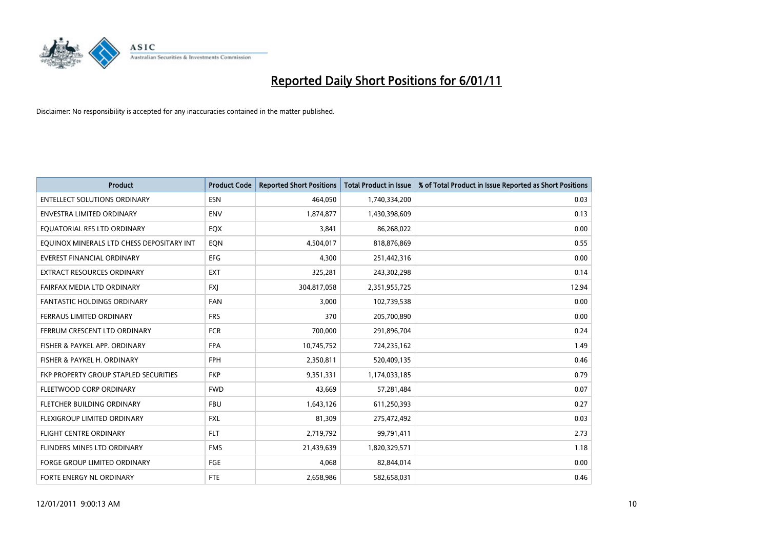# Reported Daily Short Positions for 6/01/11

Disclaimer: No responsibility is accepted for any inaccuracies contained in the matter published.

| Product | Product Code | Reported Short Positions | Total Product in Issue | % of Total Product in Issue Reported as Short Positions |
|---|---|---|---|---|
| ENTELLECT SOLUTIONS ORDINARY | ESN | 464,050 | 1,740,334,200 | 0.03 |
| ENVESTRA LIMITED ORDINARY | ENV | 1,874,877 | 1,430,398,609 | 0.13 |
| EQUATORIAL RES LTD ORDINARY | EQX | 3,841 | 86,268,022 | 0.00 |
| EQUINOX MINERALS LTD CHESS DEPOSITARY INT | EQN | 4,504,017 | 818,876,869 | 0.55 |
| EVEREST FINANCIAL ORDINARY | EFG | 4,300 | 251,442,316 | 0.00 |
| EXTRACT RESOURCES ORDINARY | EXT | 325,281 | 243,302,298 | 0.14 |
| FAIRFAX MEDIA LTD ORDINARY | FXJ | 304,817,058 | 2,351,955,725 | 12.94 |
| FANTASTIC HOLDINGS ORDINARY | FAN | 3,000 | 102,739,538 | 0.00 |
| FERRAUS LIMITED ORDINARY | FRS | 370 | 205,700,890 | 0.00 |
| FERRUM CRESCENT LTD ORDINARY | FCR | 700,000 | 291,896,704 | 0.24 |
| FISHER & PAYKEL APP. ORDINARY | FPA | 10,745,752 | 724,235,162 | 1.49 |
| FISHER & PAYKEL H. ORDINARY | FPH | 2,350,811 | 520,409,135 | 0.46 |
| FKP PROPERTY GROUP STAPLED SECURITIES | FKP | 9,351,331 | 1,174,033,185 | 0.79 |
| FLEETWOOD CORP ORDINARY | FWD | 43,669 | 57,281,484 | 0.07 |
| FLETCHER BUILDING ORDINARY | FBU | 1,643,126 | 611,250,393 | 0.27 |
| FLEXIGROUP LIMITED ORDINARY | FXL | 81,309 | 275,472,492 | 0.03 |
| FLIGHT CENTRE ORDINARY | FLT | 2,719,792 | 99,791,411 | 2.73 |
| FLINDERS MINES LTD ORDINARY | FMS | 21,439,639 | 1,820,329,571 | 1.18 |
| FORGE GROUP LIMITED ORDINARY | FGE | 4,068 | 82,844,014 | 0.00 |
| FORTE ENERGY NL ORDINARY | FTE | 2,658,986 | 582,658,031 | 0.46 |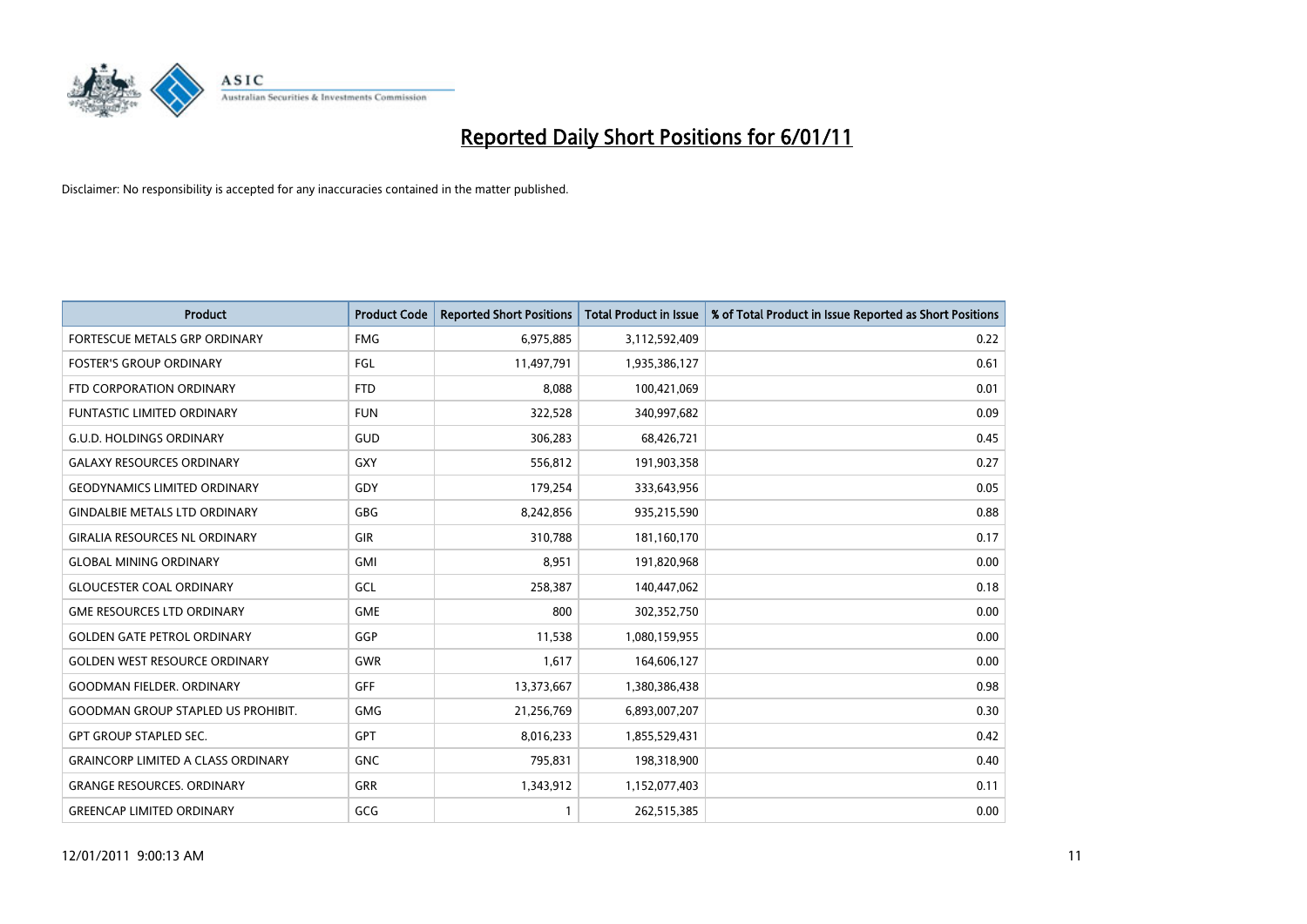# Reported Daily Short Positions for 6/01/11

Disclaimer: No responsibility is accepted for any inaccuracies contained in the matter published.

| Product | Product Code | Reported Short Positions | Total Product in Issue | % of Total Product in Issue Reported as Short Positions |
| --- | --- | --- | --- | --- |
| FORTESCUE METALS GRP ORDINARY | FMG | 6,975,885 | 3,112,592,409 | 0.22 |
| FOSTER'S GROUP ORDINARY | FGL | 11,497,791 | 1,935,386,127 | 0.61 |
| FTD CORPORATION ORDINARY | FTD | 8,088 | 100,421,069 | 0.01 |
| FUNTASTIC LIMITED ORDINARY | FUN | 322,528 | 340,997,682 | 0.09 |
| G.U.D. HOLDINGS ORDINARY | GUD | 306,283 | 68,426,721 | 0.45 |
| GALAXY RESOURCES ORDINARY | GXY | 556,812 | 191,903,358 | 0.27 |
| GEODYNAMICS LIMITED ORDINARY | GDY | 179,254 | 333,643,956 | 0.05 |
| GINDALBIE METALS LTD ORDINARY | GBG | 8,242,856 | 935,215,590 | 0.88 |
| GIRALIA RESOURCES NL ORDINARY | GIR | 310,788 | 181,160,170 | 0.17 |
| GLOBAL MINING ORDINARY | GMI | 8,951 | 191,820,968 | 0.00 |
| GLOUCESTER COAL ORDINARY | GCL | 258,387 | 140,447,062 | 0.18 |
| GME RESOURCES LTD ORDINARY | GME | 800 | 302,352,750 | 0.00 |
| GOLDEN GATE PETROL ORDINARY | GGP | 11,538 | 1,080,159,955 | 0.00 |
| GOLDEN WEST RESOURCE ORDINARY | GWR | 1,617 | 164,606,127 | 0.00 |
| GOODMAN FIELDER. ORDINARY | GFF | 13,373,667 | 1,380,386,438 | 0.98 |
| GOODMAN GROUP STAPLED US PROHIBIT. | GMG | 21,256,769 | 6,893,007,207 | 0.30 |
| GPT GROUP STAPLED SEC. | GPT | 8,016,233 | 1,855,529,431 | 0.42 |
| GRAINCORP LIMITED A CLASS ORDINARY | GNC | 795,831 | 198,318,900 | 0.40 |
| GRANGE RESOURCES. ORDINARY | GRR | 1,343,912 | 1,152,077,403 | 0.11 |
| GREENCAP LIMITED ORDINARY | GCG | 1 | 262,515,385 | 0.00 |

12/01/2011 9:00:13 AM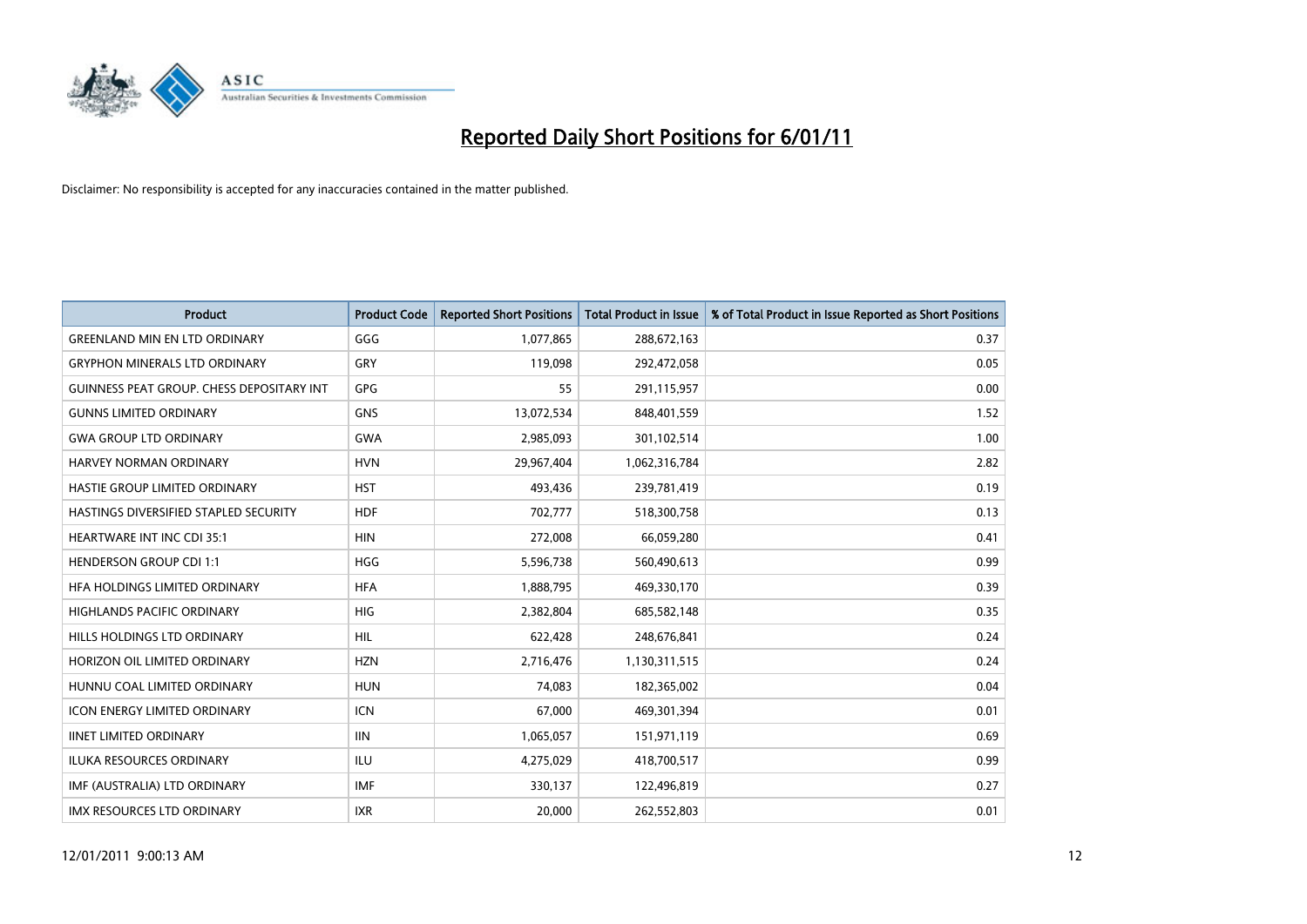# Reported Daily Short Positions for 6/01/11

Disclaimer: No responsibility is accepted for any inaccuracies contained in the matter published.

| Product | Product Code | Reported Short Positions | Total Product in Issue | % of Total Product in Issue Reported as Short Positions |
|---|---|---|---|---|
| GREENLAND MIN EN LTD ORDINARY | GGG | 1,077,865 | 288,672,163 | 0.37 |
| GRYPHON MINERALS LTD ORDINARY | GRY | 119,098 | 292,472,058 | 0.05 |
| GUINNESS PEAT GROUP. CHESS DEPOSITARY INT | GPG | 55 | 291,115,957 | 0.00 |
| GUNNS LIMITED ORDINARY | GNS | 13,072,534 | 848,401,559 | 1.52 |
| GWA GROUP LTD ORDINARY | GWA | 2,985,093 | 301,102,514 | 1.00 |
| HARVEY NORMAN ORDINARY | HVN | 29,967,404 | 1,062,316,784 | 2.82 |
| HASTIE GROUP LIMITED ORDINARY | HST | 493,436 | 239,781,419 | 0.19 |
| HASTINGS DIVERSIFIED STAPLED SECURITY | HDF | 702,777 | 518,300,758 | 0.13 |
| HEARTWARE INT INC CDI 35:1 | HIN | 272,008 | 66,059,280 | 0.41 |
| HENDERSON GROUP CDI 1:1 | HGG | 5,596,738 | 560,490,613 | 0.99 |
| HFA HOLDINGS LIMITED ORDINARY | HFA | 1,888,795 | 469,330,170 | 0.39 |
| HIGHLANDS PACIFIC ORDINARY | HIG | 2,382,804 | 685,582,148 | 0.35 |
| HILLS HOLDINGS LTD ORDINARY | HIL | 622,428 | 248,676,841 | 0.24 |
| HORIZON OIL LIMITED ORDINARY | HZN | 2,716,476 | 1,130,311,515 | 0.24 |
| HUNNU COAL LIMITED ORDINARY | HUN | 74,083 | 182,365,002 | 0.04 |
| ICON ENERGY LIMITED ORDINARY | ICN | 67,000 | 469,301,394 | 0.01 |
| IINET LIMITED ORDINARY | IIN | 1,065,057 | 151,971,119 | 0.69 |
| ILUKA RESOURCES ORDINARY | ILU | 4,275,029 | 418,700,517 | 0.99 |
| IMF (AUSTRALIA) LTD ORDINARY | IMF | 330,137 | 122,496,819 | 0.27 |
| IMX RESOURCES LTD ORDINARY | IXR | 20,000 | 262,552,803 | 0.01 |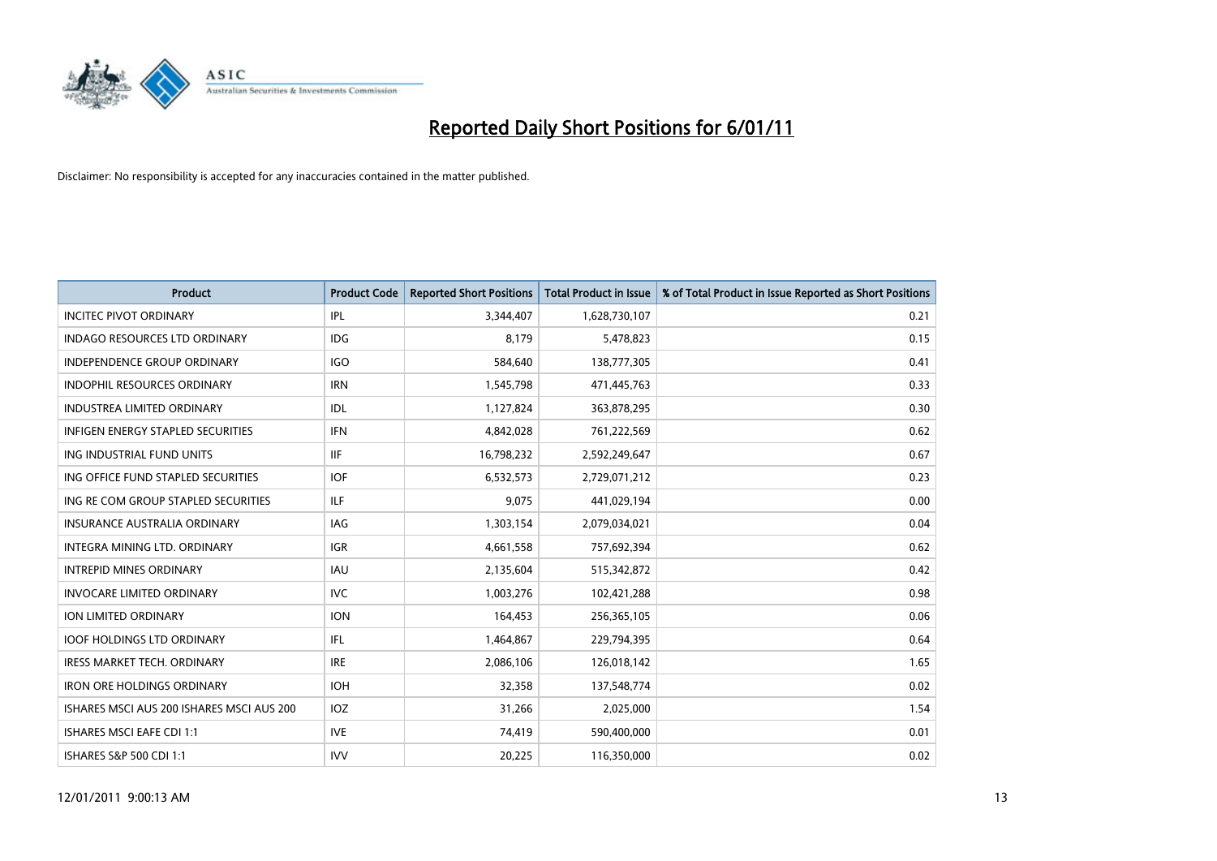# Reported Daily Short Positions for 6/01/11

Disclaimer: No responsibility is accepted for any inaccuracies contained in the matter published.

| Product | Product Code | Reported Short Positions | Total Product in Issue | % of Total Product in Issue Reported as Short Positions |
|---|---|---|---|---|
| INCITEC PIVOT ORDINARY | IPL | 3,344,407 | 1,628,730,107 | 0.21 |
| INDAGO RESOURCES LTD ORDINARY | IDG | 8,179 | 5,478,823 | 0.15 |
| INDEPENDENCE GROUP ORDINARY | IGO | 584,640 | 138,777,305 | 0.41 |
| INDOPHIL RESOURCES ORDINARY | IRN | 1,545,798 | 471,445,763 | 0.33 |
| INDUSTREA LIMITED ORDINARY | IDL | 1,127,824 | 363,878,295 | 0.30 |
| INFIGEN ENERGY STAPLED SECURITIES | IFN | 4,842,028 | 761,222,569 | 0.62 |
| ING INDUSTRIAL FUND UNITS | IIF | 16,798,232 | 2,592,249,647 | 0.67 |
| ING OFFICE FUND STAPLED SECURITIES | IOF | 6,532,573 | 2,729,071,212 | 0.23 |
| ING RE COM GROUP STAPLED SECURITIES | ILF | 9,075 | 441,029,194 | 0.00 |
| INSURANCE AUSTRALIA ORDINARY | IAG | 1,303,154 | 2,079,034,021 | 0.04 |
| INTEGRA MINING LTD. ORDINARY | IGR | 4,661,558 | 757,692,394 | 0.62 |
| INTREPID MINES ORDINARY | IAU | 2,135,604 | 515,342,872 | 0.42 |
| INVOCARE LIMITED ORDINARY | IVC | 1,003,276 | 102,421,288 | 0.98 |
| ION LIMITED ORDINARY | ION | 164,453 | 256,365,105 | 0.06 |
| IOOF HOLDINGS LTD ORDINARY | IFL | 1,464,867 | 229,794,395 | 0.64 |
| IRESS MARKET TECH. ORDINARY | IRE | 2,086,106 | 126,018,142 | 1.65 |
| IRON ORE HOLDINGS ORDINARY | IOH | 32,358 | 137,548,774 | 0.02 |
| ISHARES MSCI AUS 200 ISHARES MSCI AUS 200 | IOZ | 31,266 | 2,025,000 | 1.54 |
| ISHARES MSCI EAFE CDI 1:1 | IVE | 74,419 | 590,400,000 | 0.01 |
| ISHARES S&P 500 CDI 1:1 | IVV | 20,225 | 116,350,000 | 0.02 |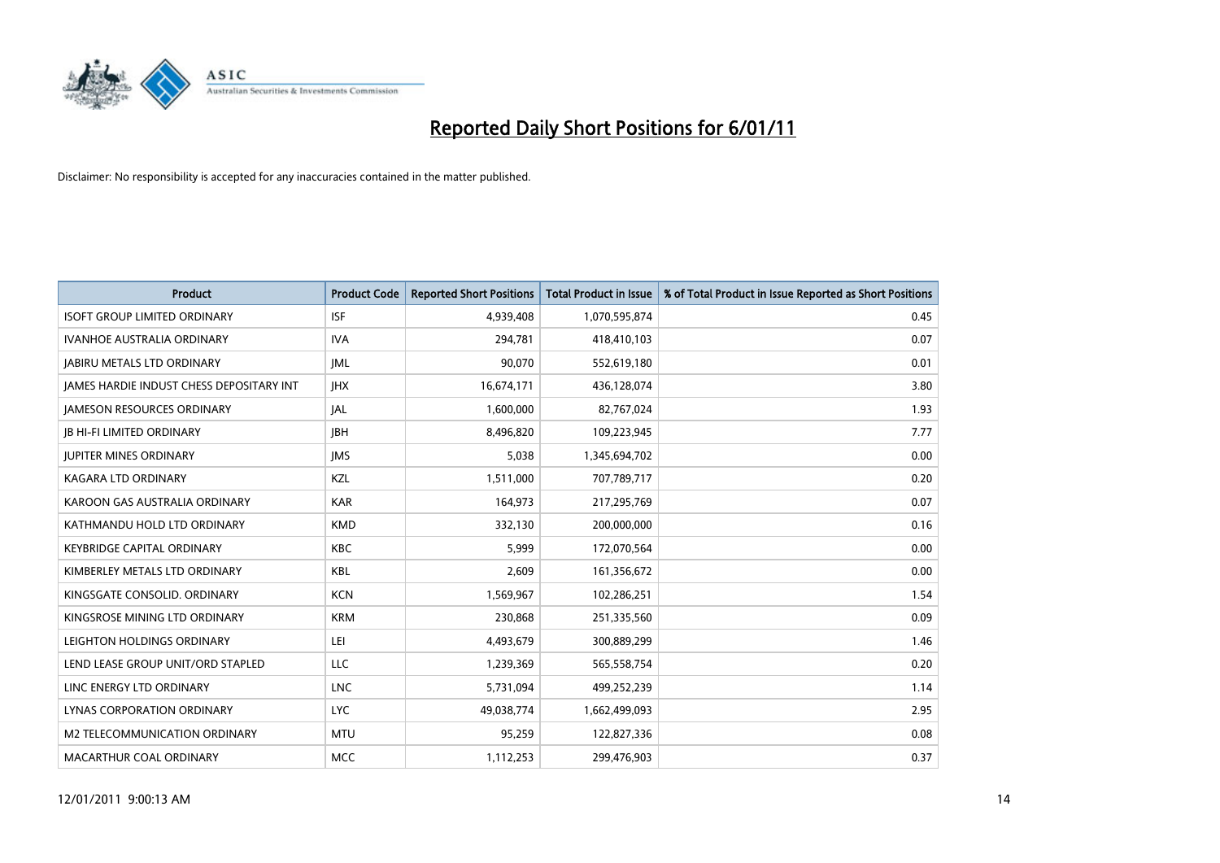# Reported Daily Short Positions for 6/01/11

Disclaimer: No responsibility is accepted for any inaccuracies contained in the matter published.

| Product | Product Code | Reported Short Positions | Total Product in Issue | % of Total Product in Issue Reported as Short Positions |
|---|---|---|---|---|
| ISOFT GROUP LIMITED ORDINARY | ISF | 4,939,408 | 1,070,595,874 | 0.45 |
| IVANHOE AUSTRALIA ORDINARY | IVA | 294,781 | 418,410,103 | 0.07 |
| JABIRU METALS LTD ORDINARY | JML | 90,070 | 552,619,180 | 0.01 |
| JAMES HARDIE INDUST CHESS DEPOSITARY INT | JHX | 16,674,171 | 436,128,074 | 3.80 |
| JAMESON RESOURCES ORDINARY | JAL | 1,600,000 | 82,767,024 | 1.93 |
| JB HI-FI LIMITED ORDINARY | JBH | 8,496,820 | 109,223,945 | 7.77 |
| JUPITER MINES ORDINARY | JMS | 5,038 | 1,345,694,702 | 0.00 |
| KAGARA LTD ORDINARY | KZL | 1,511,000 | 707,789,717 | 0.20 |
| KAROON GAS AUSTRALIA ORDINARY | KAR | 164,973 | 217,295,769 | 0.07 |
| KATHMANDU HOLD LTD ORDINARY | KMD | 332,130 | 200,000,000 | 0.16 |
| KEYBRIDGE CAPITAL ORDINARY | KBC | 5,999 | 172,070,564 | 0.00 |
| KIMBERLEY METALS LTD ORDINARY | KBL | 2,609 | 161,356,672 | 0.00 |
| KINGSGATE CONSOLID. ORDINARY | KCN | 1,569,967 | 102,286,251 | 1.54 |
| KINGSROSE MINING LTD ORDINARY | KRM | 230,868 | 251,335,560 | 0.09 |
| LEIGHTON HOLDINGS ORDINARY | LEI | 4,493,679 | 300,889,299 | 1.46 |
| LEND LEASE GROUP UNIT/ORD STAPLED | LLC | 1,239,369 | 565,558,754 | 0.20 |
| LINC ENERGY LTD ORDINARY | LNC | 5,731,094 | 499,252,239 | 1.14 |
| LYNAS CORPORATION ORDINARY | LYC | 49,038,774 | 1,662,499,093 | 2.95 |
| M2 TELECOMMUNICATION ORDINARY | MTU | 95,259 | 122,827,336 | 0.08 |
| MACARTHUR COAL ORDINARY | MCC | 1,112,253 | 299,476,903 | 0.37 |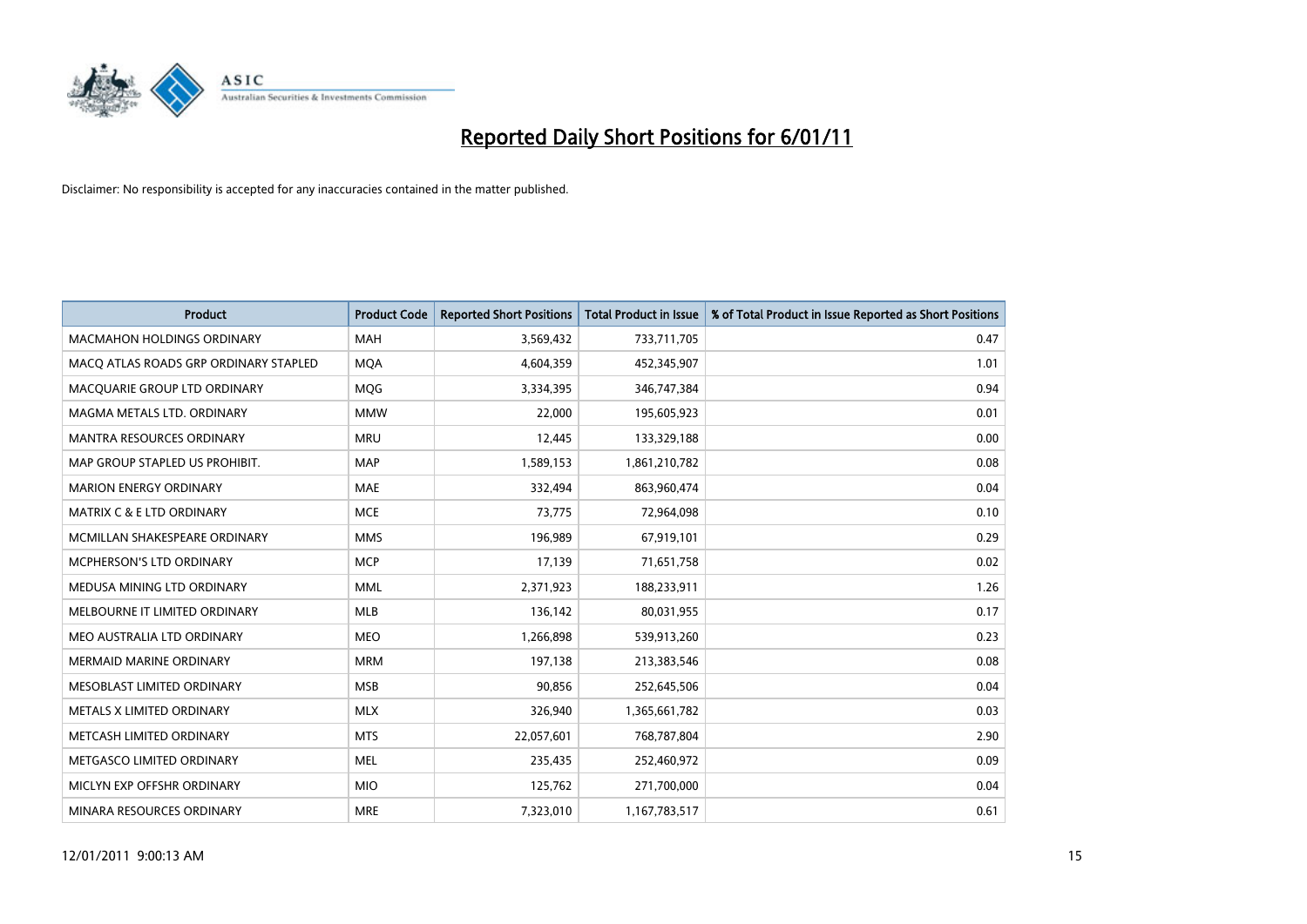# Reported Daily Short Positions for 6/01/11

Disclaimer: No responsibility is accepted for any inaccuracies contained in the matter published.

| Product | Product Code | Reported Short Positions | Total Product in Issue | % of Total Product in Issue Reported as Short Positions |
|---|---|---|---|---|
| MACMAHON HOLDINGS ORDINARY | MAH | 3,569,432 | 733,711,705 | 0.47 |
| MACQ ATLAS ROADS GRP ORDINARY STAPLED | MQA | 4,604,359 | 452,345,907 | 1.01 |
| MACQUARIE GROUP LTD ORDINARY | MQG | 3,334,395 | 346,747,384 | 0.94 |
| MAGMA METALS LTD. ORDINARY | MMW | 22,000 | 195,605,923 | 0.01 |
| MANTRA RESOURCES ORDINARY | MRU | 12,445 | 133,329,188 | 0.00 |
| MAP GROUP STAPLED US PROHIBIT. | MAP | 1,589,153 | 1,861,210,782 | 0.08 |
| MARION ENERGY ORDINARY | MAE | 332,494 | 863,960,474 | 0.04 |
| MATRIX C & E LTD ORDINARY | MCE | 73,775 | 72,964,098 | 0.10 |
| MCMILLAN SHAKESPEARE ORDINARY | MMS | 196,989 | 67,919,101 | 0.29 |
| MCPHERSON'S LTD ORDINARY | MCP | 17,139 | 71,651,758 | 0.02 |
| MEDUSA MINING LTD ORDINARY | MML | 2,371,923 | 188,233,911 | 1.26 |
| MELBOURNE IT LIMITED ORDINARY | MLB | 136,142 | 80,031,955 | 0.17 |
| MEO AUSTRALIA LTD ORDINARY | MEO | 1,266,898 | 539,913,260 | 0.23 |
| MERMAID MARINE ORDINARY | MRM | 197,138 | 213,383,546 | 0.08 |
| MESOBLAST LIMITED ORDINARY | MSB | 90,856 | 252,645,506 | 0.04 |
| METALS X LIMITED ORDINARY | MLX | 326,940 | 1,365,661,782 | 0.03 |
| METCASH LIMITED ORDINARY | MTS | 22,057,601 | 768,787,804 | 2.90 |
| METGASCO LIMITED ORDINARY | MEL | 235,435 | 252,460,972 | 0.09 |
| MICLYN EXP OFFSHR ORDINARY | MIO | 125,762 | 271,700,000 | 0.04 |
| MINARA RESOURCES ORDINARY | MRE | 7,323,010 | 1,167,783,517 | 0.61 |

12/01/2011 9:00:13 AM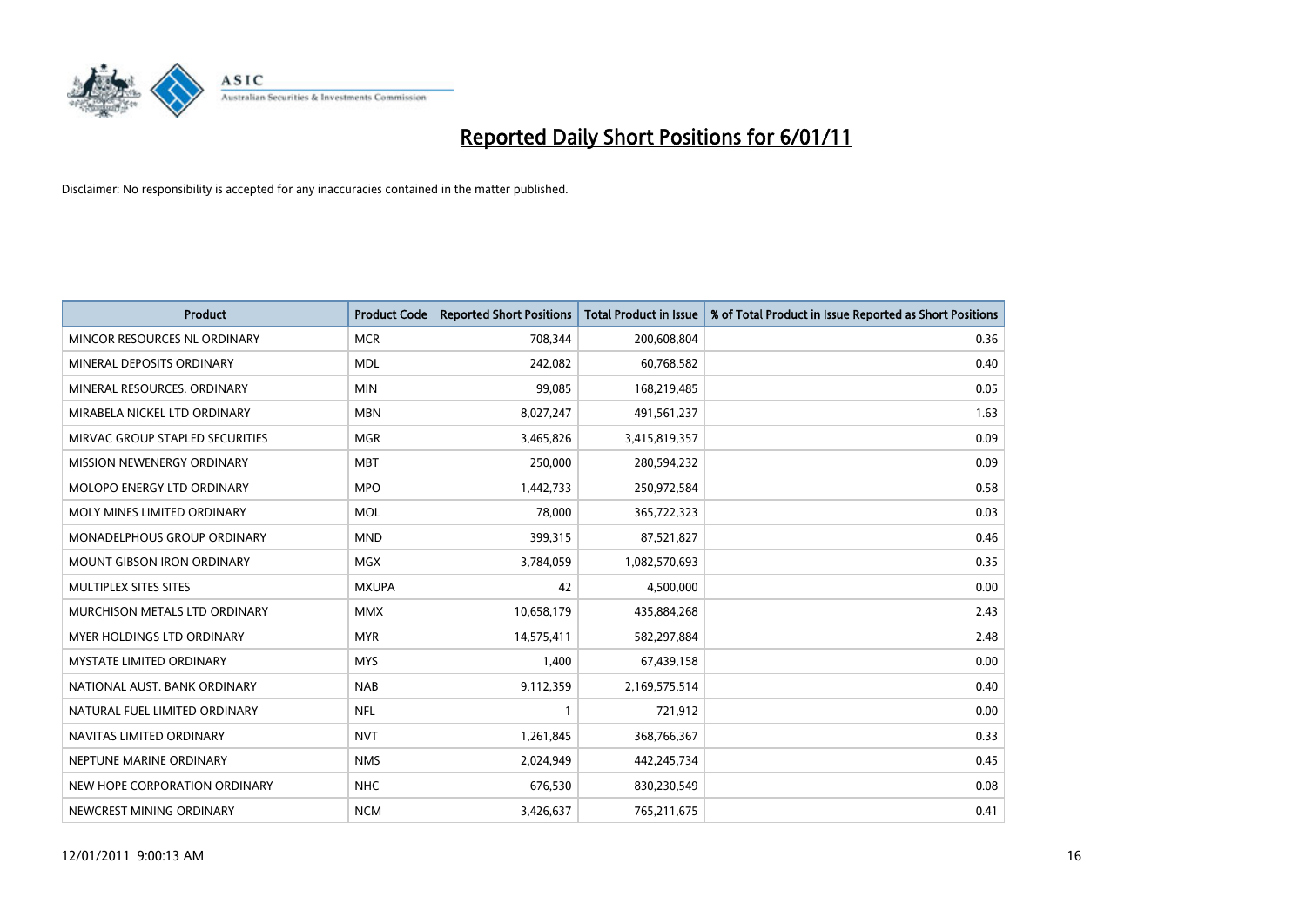# Reported Daily Short Positions for 6/01/11

Disclaimer: No responsibility is accepted for any inaccuracies contained in the matter published.

| Product | Product Code | Reported Short Positions | Total Product in Issue | % of Total Product in Issue Reported as Short Positions |
|---|---|---|---|---|
| MINCOR RESOURCES NL ORDINARY | MCR | 708,344 | 200,608,804 | 0.36 |
| MINERAL DEPOSITS ORDINARY | MDL | 242,082 | 60,768,582 | 0.40 |
| MINERAL RESOURCES. ORDINARY | MIN | 99,085 | 168,219,485 | 0.05 |
| MIRABELA NICKEL LTD ORDINARY | MBN | 8,027,247 | 491,561,237 | 1.63 |
| MIRVAC GROUP STAPLED SECURITIES | MGR | 3,465,826 | 3,415,819,357 | 0.09 |
| MISSION NEWENERGY ORDINARY | MBT | 250,000 | 280,594,232 | 0.09 |
| MOLOPO ENERGY LTD ORDINARY | MPO | 1,442,733 | 250,972,584 | 0.58 |
| MOLY MINES LIMITED ORDINARY | MOL | 78,000 | 365,722,323 | 0.03 |
| MONADELPHOUS GROUP ORDINARY | MND | 399,315 | 87,521,827 | 0.46 |
| MOUNT GIBSON IRON ORDINARY | MGX | 3,784,059 | 1,082,570,693 | 0.35 |
| MULTIPLEX SITES SITES | MXUPA | 42 | 4,500,000 | 0.00 |
| MURCHISON METALS LTD ORDINARY | MMX | 10,658,179 | 435,884,268 | 2.43 |
| MYER HOLDINGS LTD ORDINARY | MYR | 14,575,411 | 582,297,884 | 2.48 |
| MYSTATE LIMITED ORDINARY | MYS | 1,400 | 67,439,158 | 0.00 |
| NATIONAL AUST. BANK ORDINARY | NAB | 9,112,359 | 2,169,575,514 | 0.40 |
| NATURAL FUEL LIMITED ORDINARY | NFL | 1 | 721,912 | 0.00 |
| NAVITAS LIMITED ORDINARY | NVT | 1,261,845 | 368,766,367 | 0.33 |
| NEPTUNE MARINE ORDINARY | NMS | 2,024,949 | 442,245,734 | 0.45 |
| NEW HOPE CORPORATION ORDINARY | NHC | 676,530 | 830,230,549 | 0.08 |
| NEWCREST MINING ORDINARY | NCM | 3,426,637 | 765,211,675 | 0.41 |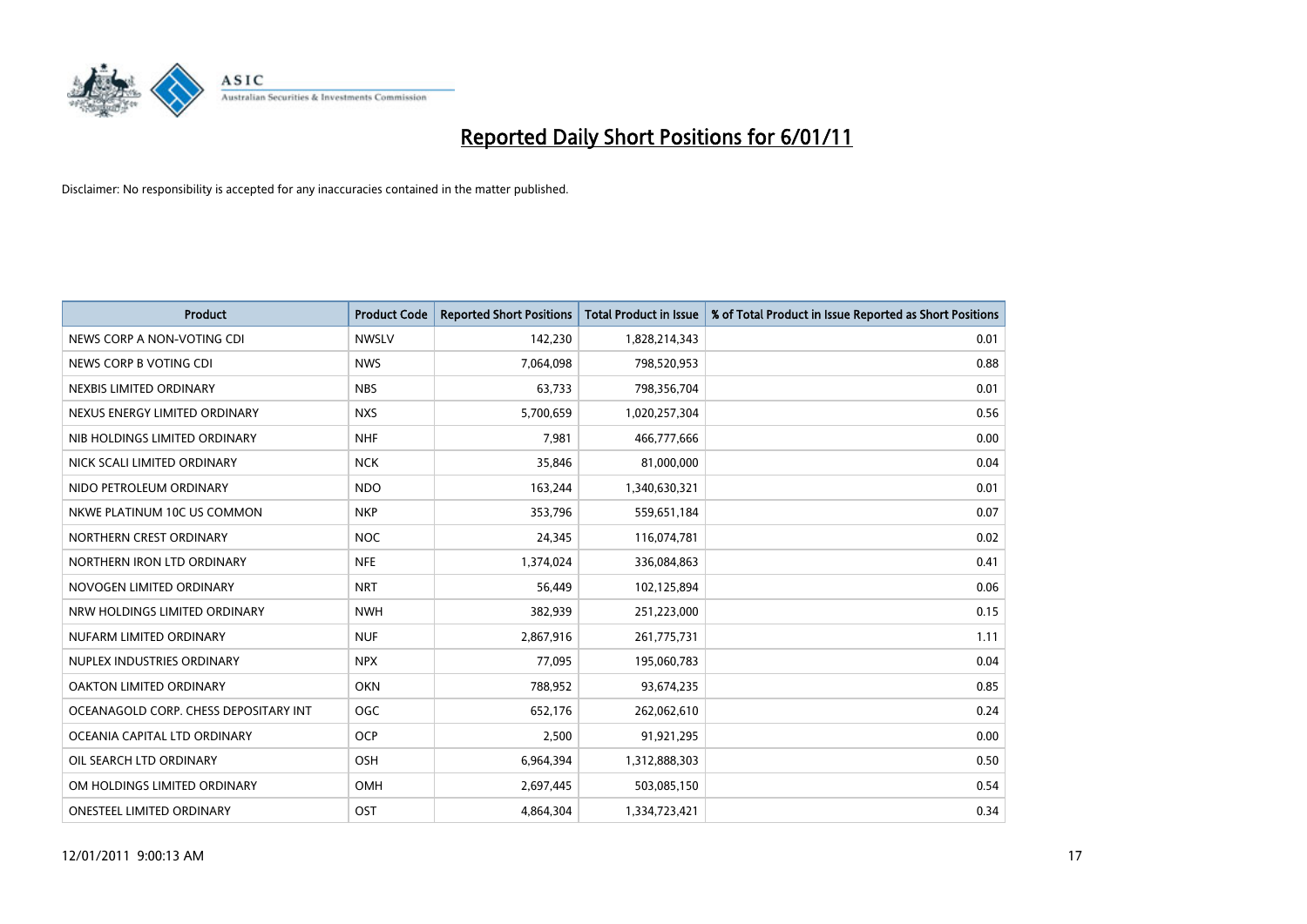# Reported Daily Short Positions for 6/01/11

Disclaimer: No responsibility is accepted for any inaccuracies contained in the matter published.

| Product | Product Code | Reported Short Positions | Total Product in Issue | % of Total Product in Issue Reported as Short Positions |
|---|---|---|---|---|
| NEWS CORP A NON-VOTING CDI | NWSLV | 142,230 | 1,828,214,343 | 0.01 |
| NEWS CORP B VOTING CDI | NWS | 7,064,098 | 798,520,953 | 0.88 |
| NEXBIS LIMITED ORDINARY | NBS | 63,733 | 798,356,704 | 0.01 |
| NEXUS ENERGY LIMITED ORDINARY | NXS | 5,700,659 | 1,020,257,304 | 0.56 |
| NIB HOLDINGS LIMITED ORDINARY | NHF | 7,981 | 466,777,666 | 0.00 |
| NICK SCALI LIMITED ORDINARY | NCK | 35,846 | 81,000,000 | 0.04 |
| NIDO PETROLEUM ORDINARY | NDO | 163,244 | 1,340,630,321 | 0.01 |
| NKWE PLATINUM 10C US COMMON | NKP | 353,796 | 559,651,184 | 0.07 |
| NORTHERN CREST ORDINARY | NOC | 24,345 | 116,074,781 | 0.02 |
| NORTHERN IRON LTD ORDINARY | NFE | 1,374,024 | 336,084,863 | 0.41 |
| NOVOGEN LIMITED ORDINARY | NRT | 56,449 | 102,125,894 | 0.06 |
| NRW HOLDINGS LIMITED ORDINARY | NWH | 382,939 | 251,223,000 | 0.15 |
| NUFARM LIMITED ORDINARY | NUF | 2,867,916 | 261,775,731 | 1.11 |
| NUPLEX INDUSTRIES ORDINARY | NPX | 77,095 | 195,060,783 | 0.04 |
| OAKTON LIMITED ORDINARY | OKN | 788,952 | 93,674,235 | 0.85 |
| OCEANAGOLD CORP. CHESS DEPOSITARY INT | OGC | 652,176 | 262,062,610 | 0.24 |
| OCEANIA CAPITAL LTD ORDINARY | OCP | 2,500 | 91,921,295 | 0.00 |
| OIL SEARCH LTD ORDINARY | OSH | 6,964,394 | 1,312,888,303 | 0.50 |
| OM HOLDINGS LIMITED ORDINARY | OMH | 2,697,445 | 503,085,150 | 0.54 |
| ONESTEEL LIMITED ORDINARY | OST | 4,864,304 | 1,334,723,421 | 0.34 |

12/01/2011 9:00:13 AM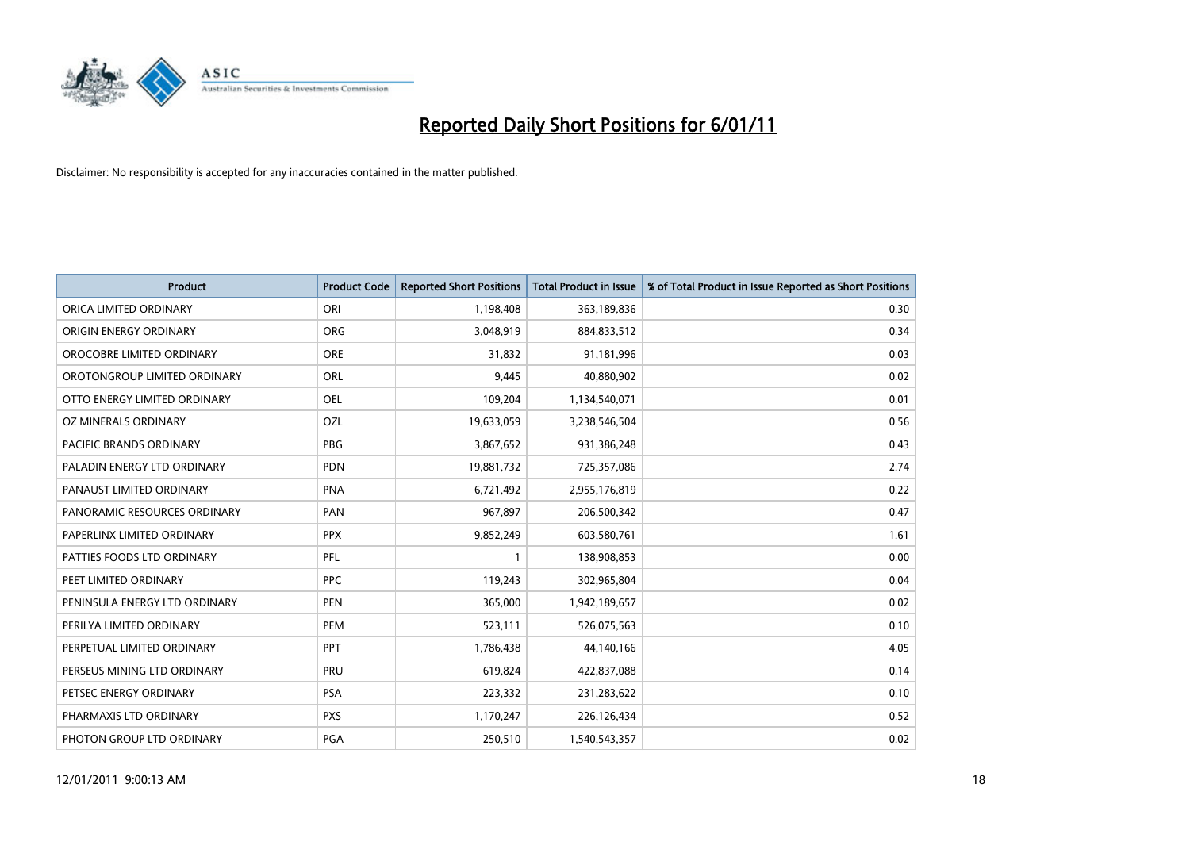# Reported Daily Short Positions for 6/01/11

Disclaimer: No responsibility is accepted for any inaccuracies contained in the matter published.

| Product | Product Code | Reported Short Positions | Total Product in Issue | % of Total Product in Issue Reported as Short Positions |
|---|---|---|---|---|
| ORICA LIMITED ORDINARY | ORI | 1,198,408 | 363,189,836 | 0.30 |
| ORIGIN ENERGY ORDINARY | ORG | 3,048,919 | 884,833,512 | 0.34 |
| OROCOBRE LIMITED ORDINARY | ORE | 31,832 | 91,181,996 | 0.03 |
| OROTONGROUP LIMITED ORDINARY | ORL | 9,445 | 40,880,902 | 0.02 |
| OTTO ENERGY LIMITED ORDINARY | OEL | 109,204 | 1,134,540,071 | 0.01 |
| OZ MINERALS ORDINARY | OZL | 19,633,059 | 3,238,546,504 | 0.56 |
| PACIFIC BRANDS ORDINARY | PBG | 3,867,652 | 931,386,248 | 0.43 |
| PALADIN ENERGY LTD ORDINARY | PDN | 19,881,732 | 725,357,086 | 2.74 |
| PANAUST LIMITED ORDINARY | PNA | 6,721,492 | 2,955,176,819 | 0.22 |
| PANORAMIC RESOURCES ORDINARY | PAN | 967,897 | 206,500,342 | 0.47 |
| PAPERLINX LIMITED ORDINARY | PPX | 9,852,249 | 603,580,761 | 1.61 |
| PATTIES FOODS LTD ORDINARY | PFL | 1 | 138,908,853 | 0.00 |
| PEET LIMITED ORDINARY | PPC | 119,243 | 302,965,804 | 0.04 |
| PENINSULA ENERGY LTD ORDINARY | PEN | 365,000 | 1,942,189,657 | 0.02 |
| PERILYA LIMITED ORDINARY | PEM | 523,111 | 526,075,563 | 0.10 |
| PERPETUAL LIMITED ORDINARY | PPT | 1,786,438 | 44,140,166 | 4.05 |
| PERSEUS MINING LTD ORDINARY | PRU | 619,824 | 422,837,088 | 0.14 |
| PETSEC ENERGY ORDINARY | PSA | 223,332 | 231,283,622 | 0.10 |
| PHARMAXIS LTD ORDINARY | PXS | 1,170,247 | 226,126,434 | 0.52 |
| PHOTON GROUP LTD ORDINARY | PGA | 250,510 | 1,540,543,357 | 0.02 |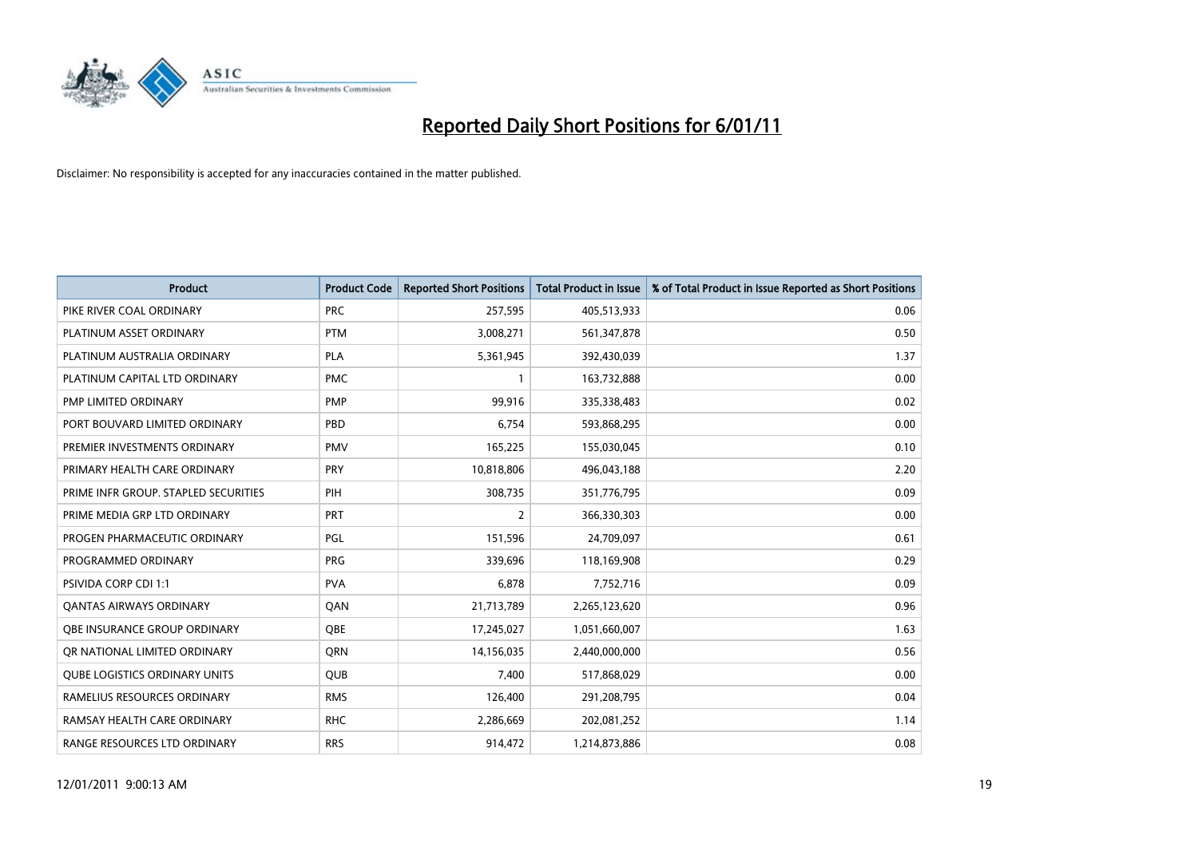# Reported Daily Short Positions for 6/01/11

Disclaimer: No responsibility is accepted for any inaccuracies contained in the matter published.

| Product | Product Code | Reported Short Positions | Total Product in Issue | % of Total Product in Issue Reported as Short Positions |
|---|---|---|---|---|
| PIKE RIVER COAL ORDINARY | PRC | 257,595 | 405,513,933 | 0.06 |
| PLATINUM ASSET ORDINARY | PTM | 3,008,271 | 561,347,878 | 0.50 |
| PLATINUM AUSTRALIA ORDINARY | PLA | 5,361,945 | 392,430,039 | 1.37 |
| PLATINUM CAPITAL LTD ORDINARY | PMC | 1 | 163,732,888 | 0.00 |
| PMP LIMITED ORDINARY | PMP | 99,916 | 335,338,483 | 0.02 |
| PORT BOUVARD LIMITED ORDINARY | PBD | 6,754 | 593,868,295 | 0.00 |
| PREMIER INVESTMENTS ORDINARY | PMV | 165,225 | 155,030,045 | 0.10 |
| PRIMARY HEALTH CARE ORDINARY | PRY | 10,818,806 | 496,043,188 | 2.20 |
| PRIME INFR GROUP. STAPLED SECURITIES | PIH | 308,735 | 351,776,795 | 0.09 |
| PRIME MEDIA GRP LTD ORDINARY | PRT | 2 | 366,330,303 | 0.00 |
| PROGEN PHARMACEUTIC ORDINARY | PGL | 151,596 | 24,709,097 | 0.61 |
| PROGRAMMED ORDINARY | PRG | 339,696 | 118,169,908 | 0.29 |
| PSIVIDA CORP CDI 1:1 | PVA | 6,878 | 7,752,716 | 0.09 |
| QANTAS AIRWAYS ORDINARY | QAN | 21,713,789 | 2,265,123,620 | 0.96 |
| QBE INSURANCE GROUP ORDINARY | QBE | 17,245,027 | 1,051,660,007 | 1.63 |
| QR NATIONAL LIMITED ORDINARY | QRN | 14,156,035 | 2,440,000,000 | 0.56 |
| QUBE LOGISTICS ORDINARY UNITS | QUB | 7,400 | 517,868,029 | 0.00 |
| RAMELIUS RESOURCES ORDINARY | RMS | 126,400 | 291,208,795 | 0.04 |
| RAMSAY HEALTH CARE ORDINARY | RHC | 2,286,669 | 202,081,252 | 1.14 |
| RANGE RESOURCES LTD ORDINARY | RRS | 914,472 | 1,214,873,886 | 0.08 |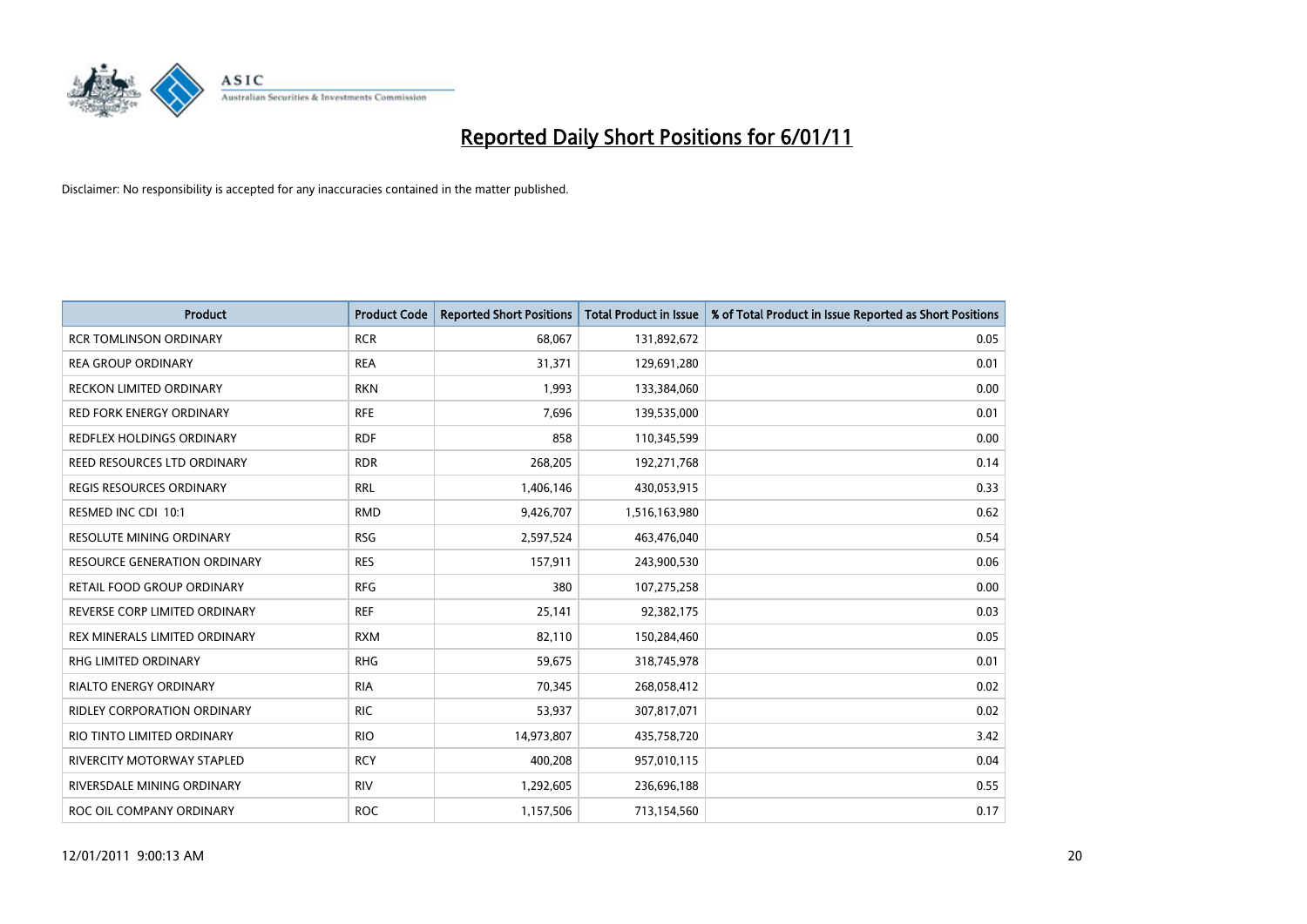# Reported Daily Short Positions for 6/01/11

Disclaimer: No responsibility is accepted for any inaccuracies contained in the matter published.

| Product | Product Code | Reported Short Positions | Total Product in Issue | % of Total Product in Issue Reported as Short Positions |
|---|---|---|---|---|
| RCR TOMLINSON ORDINARY | RCR | 68,067 | 131,892,672 | 0.05 |
| REA GROUP ORDINARY | REA | 31,371 | 129,691,280 | 0.01 |
| RECKON LIMITED ORDINARY | RKN | 1,993 | 133,384,060 | 0.00 |
| RED FORK ENERGY ORDINARY | RFE | 7,696 | 139,535,000 | 0.01 |
| REDFLEX HOLDINGS ORDINARY | RDF | 858 | 110,345,599 | 0.00 |
| REED RESOURCES LTD ORDINARY | RDR | 268,205 | 192,271,768 | 0.14 |
| REGIS RESOURCES ORDINARY | RRL | 1,406,146 | 430,053,915 | 0.33 |
| RESMED INC CDI 10:1 | RMD | 9,426,707 | 1,516,163,980 | 0.62 |
| RESOLUTE MINING ORDINARY | RSG | 2,597,524 | 463,476,040 | 0.54 |
| RESOURCE GENERATION ORDINARY | RES | 157,911 | 243,900,530 | 0.06 |
| RETAIL FOOD GROUP ORDINARY | RFG | 380 | 107,275,258 | 0.00 |
| REVERSE CORP LIMITED ORDINARY | REF | 25,141 | 92,382,175 | 0.03 |
| REX MINERALS LIMITED ORDINARY | RXM | 82,110 | 150,284,460 | 0.05 |
| RHG LIMITED ORDINARY | RHG | 59,675 | 318,745,978 | 0.01 |
| RIALTO ENERGY ORDINARY | RIA | 70,345 | 268,058,412 | 0.02 |
| RIDLEY CORPORATION ORDINARY | RIC | 53,937 | 307,817,071 | 0.02 |
| RIO TINTO LIMITED ORDINARY | RIO | 14,973,807 | 435,758,720 | 3.42 |
| RIVERCITY MOTORWAY STAPLED | RCY | 400,208 | 957,010,115 | 0.04 |
| RIVERSDALE MINING ORDINARY | RIV | 1,292,605 | 236,696,188 | 0.55 |
| ROC OIL COMPANY ORDINARY | ROC | 1,157,506 | 713,154,560 | 0.17 |

12/01/2011 9:00:13 AM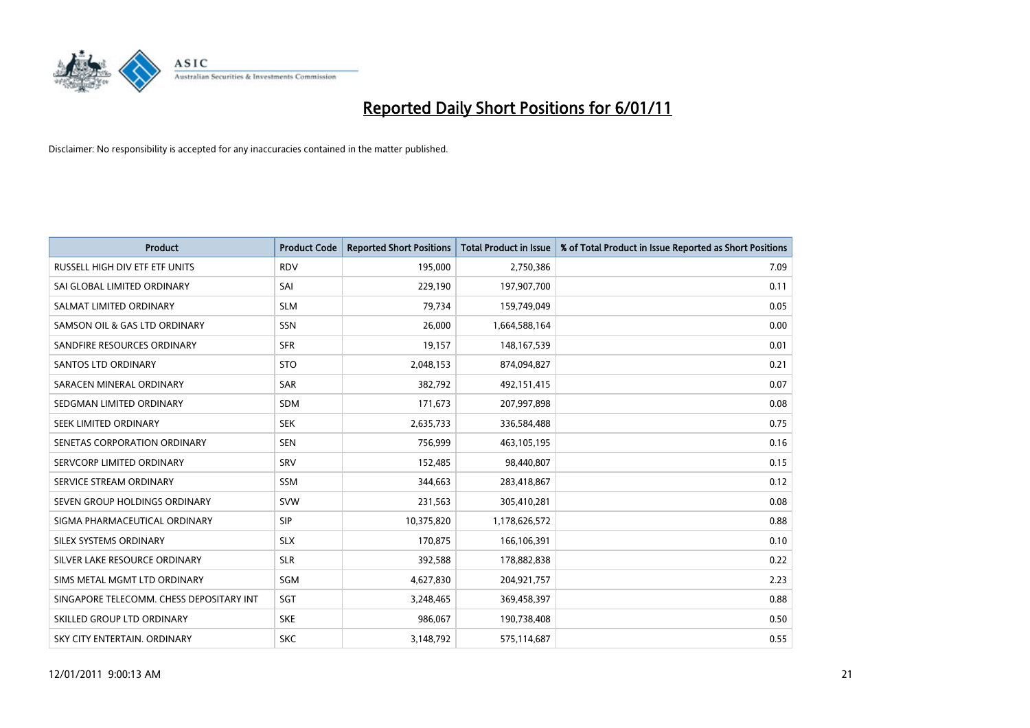# Reported Daily Short Positions for 6/01/11

Disclaimer: No responsibility is accepted for any inaccuracies contained in the matter published.

| Product | Product Code | Reported Short Positions | Total Product in Issue | % of Total Product in Issue Reported as Short Positions |
|---|---|---|---|---|
| RUSSELL HIGH DIV ETF ETF UNITS | RDV | 195,000 | 2,750,386 | 7.09 |
| SAI GLOBAL LIMITED ORDINARY | SAI | 229,190 | 197,907,700 | 0.11 |
| SALMAT LIMITED ORDINARY | SLM | 79,734 | 159,749,049 | 0.05 |
| SAMSON OIL & GAS LTD ORDINARY | SSN | 26,000 | 1,664,588,164 | 0.00 |
| SANDFIRE RESOURCES ORDINARY | SFR | 19,157 | 148,167,539 | 0.01 |
| SANTOS LTD ORDINARY | STO | 2,048,153 | 874,094,827 | 0.21 |
| SARACEN MINERAL ORDINARY | SAR | 382,792 | 492,151,415 | 0.07 |
| SEDGMAN LIMITED ORDINARY | SDM | 171,673 | 207,997,898 | 0.08 |
| SEEK LIMITED ORDINARY | SEK | 2,635,733 | 336,584,488 | 0.75 |
| SENETAS CORPORATION ORDINARY | SEN | 756,999 | 463,105,195 | 0.16 |
| SERVCORP LIMITED ORDINARY | SRV | 152,485 | 98,440,807 | 0.15 |
| SERVICE STREAM ORDINARY | SSM | 344,663 | 283,418,867 | 0.12 |
| SEVEN GROUP HOLDINGS ORDINARY | SVW | 231,563 | 305,410,281 | 0.08 |
| SIGMA PHARMACEUTICAL ORDINARY | SIP | 10,375,820 | 1,178,626,572 | 0.88 |
| SILEX SYSTEMS ORDINARY | SLX | 170,875 | 166,106,391 | 0.10 |
| SILVER LAKE RESOURCE ORDINARY | SLR | 392,588 | 178,882,838 | 0.22 |
| SIMS METAL MGMT LTD ORDINARY | SGM | 4,627,830 | 204,921,757 | 2.23 |
| SINGAPORE TELECOMM. CHESS DEPOSITARY INT | SGT | 3,248,465 | 369,458,397 | 0.88 |
| SKILLED GROUP LTD ORDINARY | SKE | 986,067 | 190,738,408 | 0.50 |
| SKY CITY ENTERTAIN. ORDINARY | SKC | 3,148,792 | 575,114,687 | 0.55 |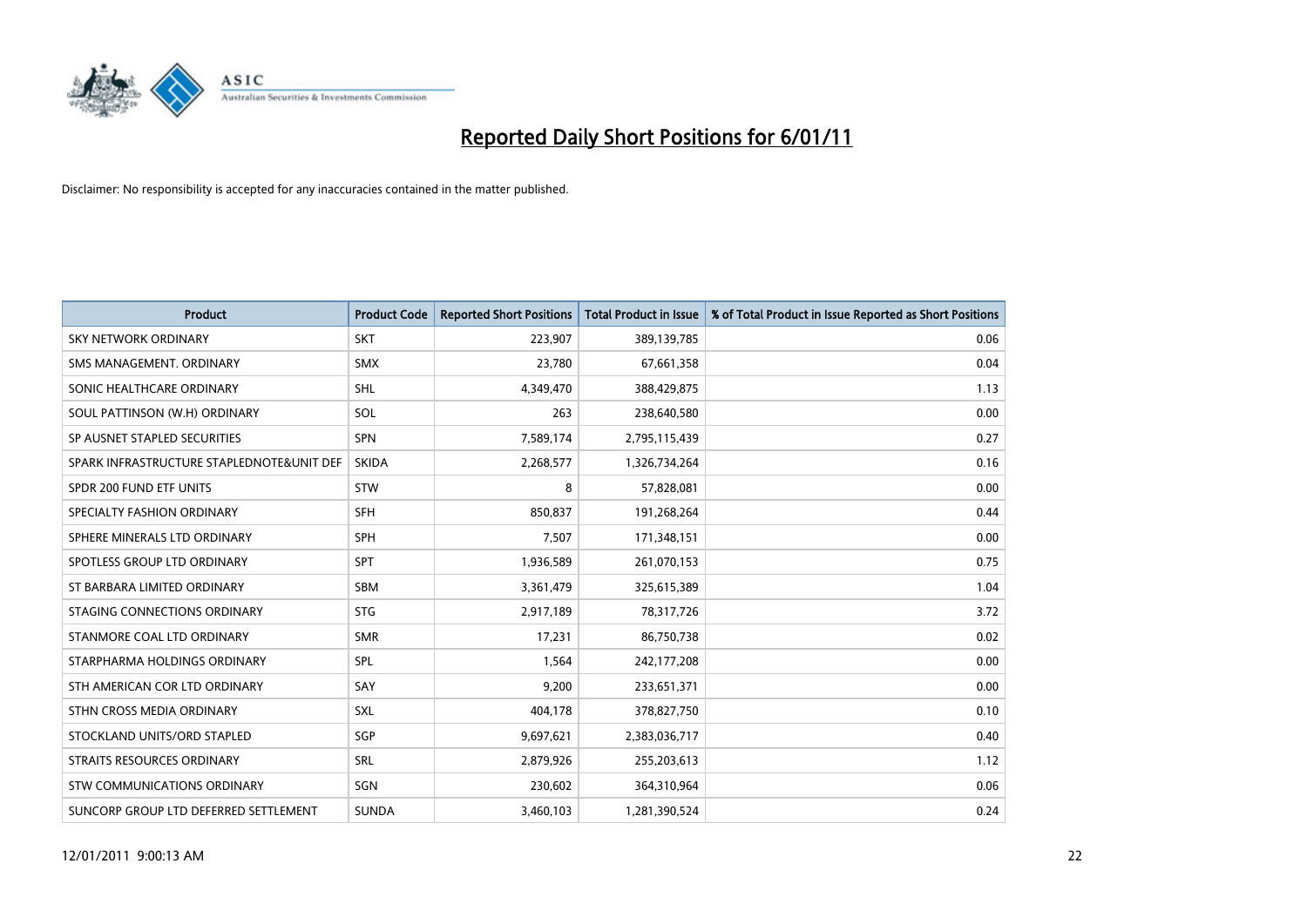# Reported Daily Short Positions for 6/01/11

Disclaimer: No responsibility is accepted for any inaccuracies contained in the matter published.

| Product | Product Code | Reported Short Positions | Total Product in Issue | % of Total Product in Issue Reported as Short Positions |
|---|---|---|---|---|
| SKY NETWORK ORDINARY | SKT | 223,907 | 389,139,785 | 0.06 |
| SMS MANAGEMENT. ORDINARY | SMX | 23,780 | 67,661,358 | 0.04 |
| SONIC HEALTHCARE ORDINARY | SHL | 4,349,470 | 388,429,875 | 1.13 |
| SOUL PATTINSON (W.H) ORDINARY | SOL | 263 | 238,640,580 | 0.00 |
| SP AUSNET STAPLED SECURITIES | SPN | 7,589,174 | 2,795,115,439 | 0.27 |
| SPARK INFRASTRUCTURE STAPLEDNOTE&UNIT DEF | SKIDA | 2,268,577 | 1,326,734,264 | 0.16 |
| SPDR 200 FUND ETF UNITS | STW | 8 | 57,828,081 | 0.00 |
| SPECIALTY FASHION ORDINARY | SFH | 850,837 | 191,268,264 | 0.44 |
| SPHERE MINERALS LTD ORDINARY | SPH | 7,507 | 171,348,151 | 0.00 |
| SPOTLESS GROUP LTD ORDINARY | SPT | 1,936,589 | 261,070,153 | 0.75 |
| ST BARBARA LIMITED ORDINARY | SBM | 3,361,479 | 325,615,389 | 1.04 |
| STAGING CONNECTIONS ORDINARY | STG | 2,917,189 | 78,317,726 | 3.72 |
| STANMORE COAL LTD ORDINARY | SMR | 17,231 | 86,750,738 | 0.02 |
| STARPHARMA HOLDINGS ORDINARY | SPL | 1,564 | 242,177,208 | 0.00 |
| STH AMERICAN COR LTD ORDINARY | SAY | 9,200 | 233,651,371 | 0.00 |
| STHN CROSS MEDIA ORDINARY | SXL | 404,178 | 378,827,750 | 0.10 |
| STOCKLAND UNITS/ORD STAPLED | SGP | 9,697,621 | 2,383,036,717 | 0.40 |
| STRAITS RESOURCES ORDINARY | SRL | 2,879,926 | 255,203,613 | 1.12 |
| STW COMMUNICATIONS ORDINARY | SGN | 230,602 | 364,310,964 | 0.06 |
| SUNCORP GROUP LTD DEFERRED SETTLEMENT | SUNDA | 3,460,103 | 1,281,390,524 | 0.24 |

12/01/2011 9:00:13 AM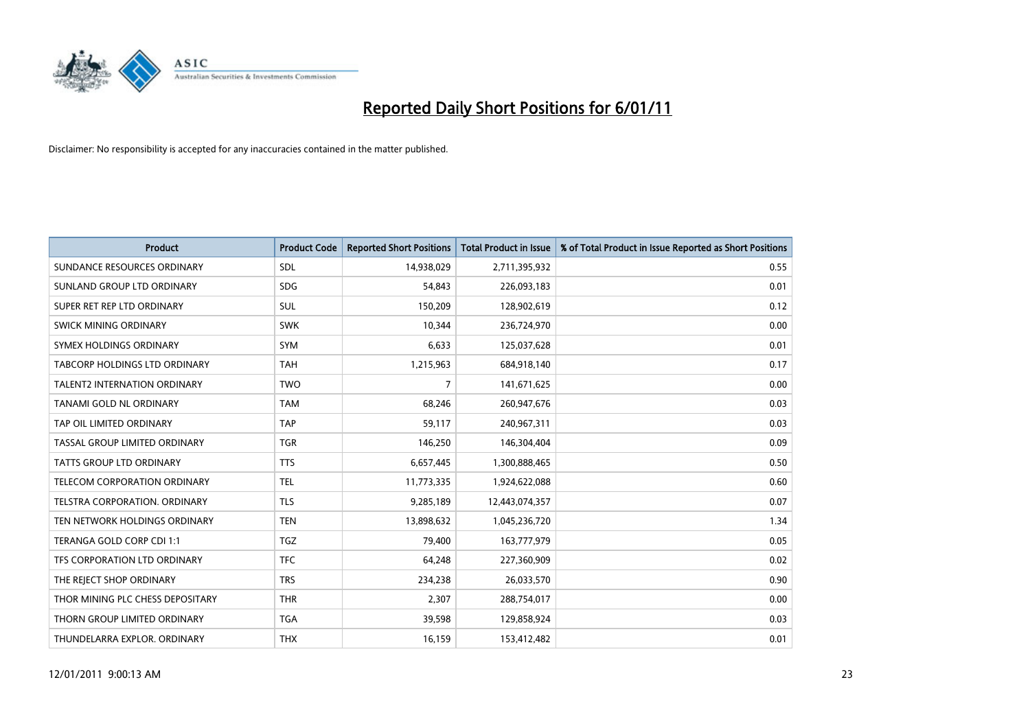# Reported Daily Short Positions for 6/01/11

Disclaimer: No responsibility is accepted for any inaccuracies contained in the matter published.

| Product | Product Code | Reported Short Positions | Total Product in Issue | % of Total Product in Issue Reported as Short Positions |
|---|---|---|---|---|
| SUNDANCE RESOURCES ORDINARY | SDL | 14,938,029 | 2,711,395,932 | 0.55 |
| SUNLAND GROUP LTD ORDINARY | SDG | 54,843 | 226,093,183 | 0.01 |
| SUPER RET REP LTD ORDINARY | SUL | 150,209 | 128,902,619 | 0.12 |
| SWICK MINING ORDINARY | SWK | 10,344 | 236,724,970 | 0.00 |
| SYMEX HOLDINGS ORDINARY | SYM | 6,633 | 125,037,628 | 0.01 |
| TABCORP HOLDINGS LTD ORDINARY | TAH | 1,215,963 | 684,918,140 | 0.17 |
| TALENT2 INTERNATION ORDINARY | TWO | 7 | 141,671,625 | 0.00 |
| TANAMI GOLD NL ORDINARY | TAM | 68,246 | 260,947,676 | 0.03 |
| TAP OIL LIMITED ORDINARY | TAP | 59,117 | 240,967,311 | 0.03 |
| TASSAL GROUP LIMITED ORDINARY | TGR | 146,250 | 146,304,404 | 0.09 |
| TATTS GROUP LTD ORDINARY | TTS | 6,657,445 | 1,300,888,465 | 0.50 |
| TELECOM CORPORATION ORDINARY | TEL | 11,773,335 | 1,924,622,088 | 0.60 |
| TELSTRA CORPORATION. ORDINARY | TLS | 9,285,189 | 12,443,074,357 | 0.07 |
| TEN NETWORK HOLDINGS ORDINARY | TEN | 13,898,632 | 1,045,236,720 | 1.34 |
| TERANGA GOLD CORP CDI 1:1 | TGZ | 79,400 | 163,777,979 | 0.05 |
| TFS CORPORATION LTD ORDINARY | TFC | 64,248 | 227,360,909 | 0.02 |
| THE REJECT SHOP ORDINARY | TRS | 234,238 | 26,033,570 | 0.90 |
| THOR MINING PLC CHESS DEPOSITARY | THR | 2,307 | 288,754,017 | 0.00 |
| THORN GROUP LIMITED ORDINARY | TGA | 39,598 | 129,858,924 | 0.03 |
| THUNDELARRA EXPLOR. ORDINARY | THX | 16,159 | 153,412,482 | 0.01 |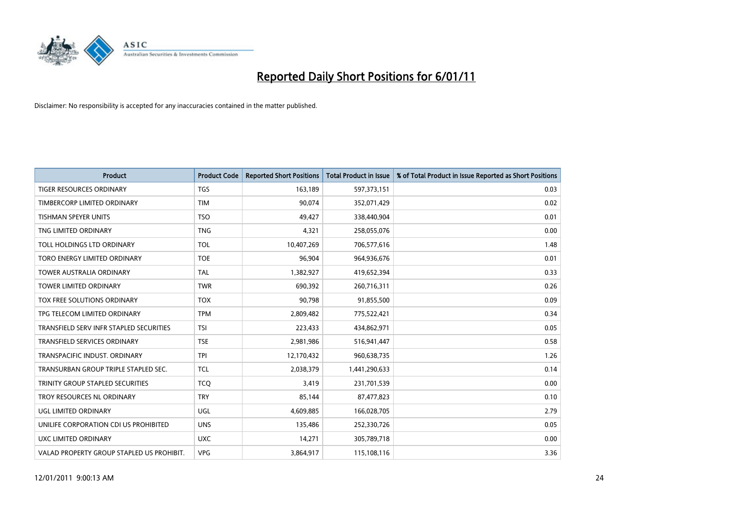# Reported Daily Short Positions for 6/01/11

Disclaimer: No responsibility is accepted for any inaccuracies contained in the matter published.

| Product | Product Code | Reported Short Positions | Total Product in Issue | % of Total Product in Issue Reported as Short Positions |
|---|---|---|---|---|
| TIGER RESOURCES ORDINARY | TGS | 163,189 | 597,373,151 | 0.03 |
| TIMBERCORP LIMITED ORDINARY | TIM | 90,074 | 352,071,429 | 0.02 |
| TISHMAN SPEYER UNITS | TSO | 49,427 | 338,440,904 | 0.01 |
| TNG LIMITED ORDINARY | TNG | 4,321 | 258,055,076 | 0.00 |
| TOLL HOLDINGS LTD ORDINARY | TOL | 10,407,269 | 706,577,616 | 1.48 |
| TORO ENERGY LIMITED ORDINARY | TOE | 96,904 | 964,936,676 | 0.01 |
| TOWER AUSTRALIA ORDINARY | TAL | 1,382,927 | 419,652,394 | 0.33 |
| TOWER LIMITED ORDINARY | TWR | 690,392 | 260,716,311 | 0.26 |
| TOX FREE SOLUTIONS ORDINARY | TOX | 90,798 | 91,855,500 | 0.09 |
| TPG TELECOM LIMITED ORDINARY | TPM | 2,809,482 | 775,522,421 | 0.34 |
| TRANSFIELD SERV INFR STAPLED SECURITIES | TSI | 223,433 | 434,862,971 | 0.05 |
| TRANSFIELD SERVICES ORDINARY | TSE | 2,981,986 | 516,941,447 | 0.58 |
| TRANSPACIFIC INDUST. ORDINARY | TPI | 12,170,432 | 960,638,735 | 1.26 |
| TRANSURBAN GROUP TRIPLE STAPLED SEC. | TCL | 2,038,379 | 1,441,290,633 | 0.14 |
| TRINITY GROUP STAPLED SECURITIES | TCQ | 3,419 | 231,701,539 | 0.00 |
| TROY RESOURCES NL ORDINARY | TRY | 85,144 | 87,477,823 | 0.10 |
| UGL LIMITED ORDINARY | UGL | 4,609,885 | 166,028,705 | 2.79 |
| UNILIFE CORPORATION CDI US PROHIBITED | UNS | 135,486 | 252,330,726 | 0.05 |
| UXC LIMITED ORDINARY | UXC | 14,271 | 305,789,718 | 0.00 |
| VALAD PROPERTY GROUP STAPLED US PROHIBIT. | VPG | 3,864,917 | 115,108,116 | 3.36 |

12/01/2011 9:00:13 AM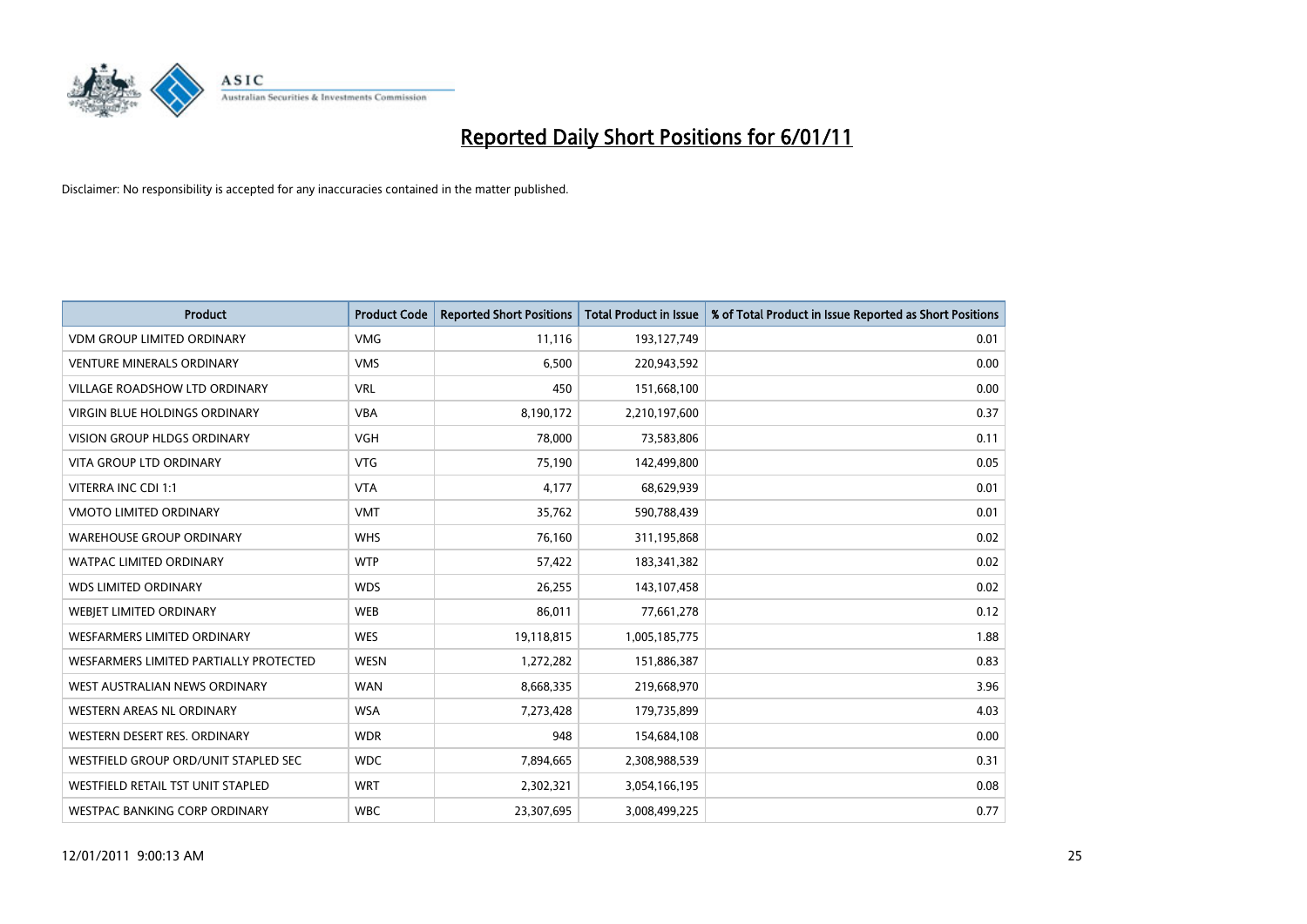# Reported Daily Short Positions for 6/01/11

Disclaimer: No responsibility is accepted for any inaccuracies contained in the matter published.

| Product | Product Code | Reported Short Positions | Total Product in Issue | % of Total Product in Issue Reported as Short Positions |
|---|---|---|---|---|
| VDM GROUP LIMITED ORDINARY | VMG | 11,116 | 193,127,749 | 0.01 |
| VENTURE MINERALS ORDINARY | VMS | 6,500 | 220,943,592 | 0.00 |
| VILLAGE ROADSHOW LTD ORDINARY | VRL | 450 | 151,668,100 | 0.00 |
| VIRGIN BLUE HOLDINGS ORDINARY | VBA | 8,190,172 | 2,210,197,600 | 0.37 |
| VISION GROUP HLDGS ORDINARY | VGH | 78,000 | 73,583,806 | 0.11 |
| VITA GROUP LTD ORDINARY | VTG | 75,190 | 142,499,800 | 0.05 |
| VITERRA INC CDI 1:1 | VTA | 4,177 | 68,629,939 | 0.01 |
| VMOTO LIMITED ORDINARY | VMT | 35,762 | 590,788,439 | 0.01 |
| WAREHOUSE GROUP ORDINARY | WHS | 76,160 | 311,195,868 | 0.02 |
| WATPAC LIMITED ORDINARY | WTP | 57,422 | 183,341,382 | 0.02 |
| WDS LIMITED ORDINARY | WDS | 26,255 | 143,107,458 | 0.02 |
| WEBJET LIMITED ORDINARY | WEB | 86,011 | 77,661,278 | 0.12 |
| WESFARMERS LIMITED ORDINARY | WES | 19,118,815 | 1,005,185,775 | 1.88 |
| WESFARMERS LIMITED PARTIALLY PROTECTED | WESN | 1,272,282 | 151,886,387 | 0.83 |
| WEST AUSTRALIAN NEWS ORDINARY | WAN | 8,668,335 | 219,668,970 | 3.96 |
| WESTERN AREAS NL ORDINARY | WSA | 7,273,428 | 179,735,899 | 4.03 |
| WESTERN DESERT RES. ORDINARY | WDR | 948 | 154,684,108 | 0.00 |
| WESTFIELD GROUP ORD/UNIT STAPLED SEC | WDC | 7,894,665 | 2,308,988,539 | 0.31 |
| WESTFIELD RETAIL TST UNIT STAPLED | WRT | 2,302,321 | 3,054,166,195 | 0.08 |
| WESTPAC BANKING CORP ORDINARY | WBC | 23,307,695 | 3,008,499,225 | 0.77 |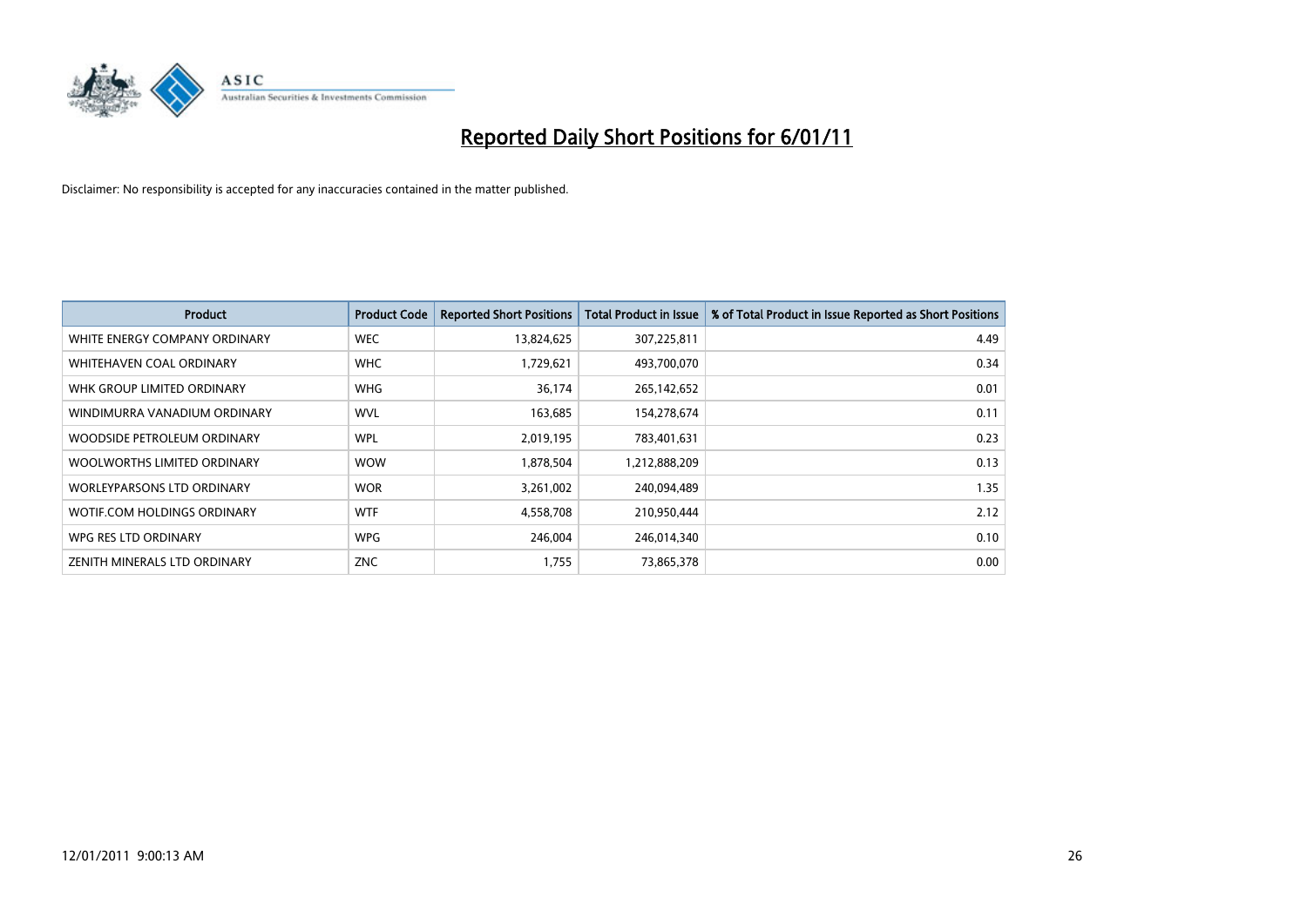# Reported Daily Short Positions for 6/01/11

Disclaimer: No responsibility is accepted for any inaccuracies contained in the matter published.

| Product | Product Code | Reported Short Positions | Total Product in Issue | % of Total Product in Issue Reported as Short Positions |
|---|---|---|---|---|
| WHITE ENERGY COMPANY ORDINARY | WEC | 13,824,625 | 307,225,811 | 4.49 |
| WHITEHAVEN COAL ORDINARY | WHC | 1,729,621 | 493,700,070 | 0.34 |
| WHK GROUP LIMITED ORDINARY | WHG | 36,174 | 265,142,652 | 0.01 |
| WINDIMURRA VANADIUM ORDINARY | WVL | 163,685 | 154,278,674 | 0.11 |
| WOODSIDE PETROLEUM ORDINARY | WPL | 2,019,195 | 783,401,631 | 0.23 |
| WOOLWORTHS LIMITED ORDINARY | WOW | 1,878,504 | 1,212,888,209 | 0.13 |
| WORLEYPARSONS LTD ORDINARY | WOR | 3,261,002 | 240,094,489 | 1.35 |
| WOTIF.COM HOLDINGS ORDINARY | WTF | 4,558,708 | 210,950,444 | 2.12 |
| WPG RES LTD ORDINARY | WPG | 246,004 | 246,014,340 | 0.10 |
| ZENITH MINERALS LTD ORDINARY | ZNC | 1,755 | 73,865,378 | 0.00 |